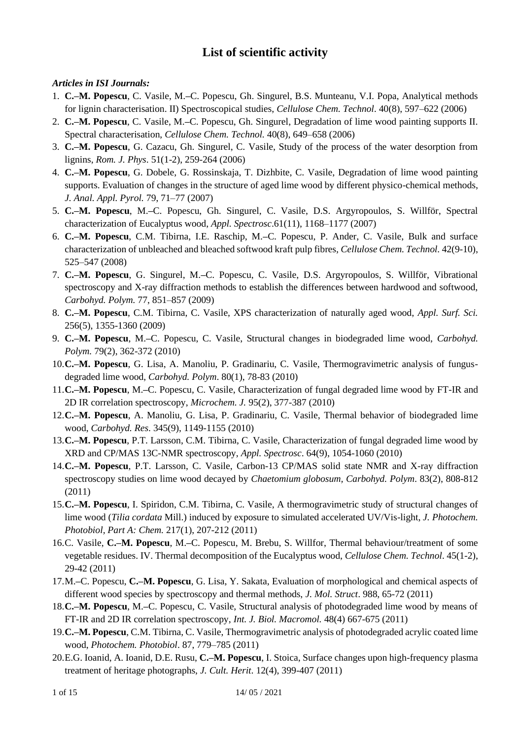# List of scientific activity

***Articles in ISI Journals:***

1. **C.–M. Popescu**, C. Vasile, M.–C. Popescu, Gh. Singurel, B.S. Munteanu, V.I. Popa, Analytical methods for lignin characterisation. II) Spectroscopical studies, *Cellulose Chem. Technol*. 40(8), 597–622 (2006)
2. **C.–M. Popescu**, C. Vasile, M.–C. Popescu, Gh. Singurel, Degradation of lime wood painting supports II. Spectral characterisation, *Cellulose Chem. Technol.* 40(8), 649–658 (2006)
3. **C.–M. Popescu**, G. Cazacu, Gh. Singurel, C. Vasile, Study of the process of the water desorption from lignins, *Rom. J. Phys*. 51(1-2), 259-264 (2006)
4. **C.–M. Popescu**, G. Dobele, G. Rossinskaja, T. Dizhbite, C. Vasile, Degradation of lime wood painting supports. Evaluation of changes in the structure of aged lime wood by different physico-chemical methods, *J. Anal. Appl. Pyrol.* 79, 71–77 (2007)
5. **C.–M. Popescu**, M.–C. Popescu, Gh. Singurel, C. Vasile, D.S. Argyropoulos, S. Willför, Spectral characterization of Eucalyptus wood, *Appl. Spectrosc*.61(11), 1168–1177 (2007)
6. **C.–M. Popescu**, C.M. Tibirna, I.E. Raschip, M.–C. Popescu, P. Ander, C. Vasile, Bulk and surface characterization of unbleached and bleached softwood kraft pulp fibres, *Cellulose Chem. Technol.* 42(9-10), 525–547 (2008)
7. **C.–M. Popescu**, G. Singurel, M.–C. Popescu, C. Vasile, D.S. Argyropoulos, S. Willför, Vibrational spectroscopy and X-ray diffraction methods to establish the differences between hardwood and softwood, *Carbohyd. Polym.* 77, 851–857 (2009)
8. **C.–M. Popescu**, C.M. Tibirna, C. Vasile, XPS characterization of naturally aged wood, *Appl. Surf. Sci.* 256(5), 1355-1360 (2009)
9. **C.–M. Popescu**, M.–C. Popescu, C. Vasile, Structural changes in biodegraded lime wood, *Carbohyd. Polym.* 79(2), 362-372 (2010)
10. **C.–M. Popescu**, G. Lisa, A. Manoliu, P. Gradinariu, C. Vasile, Thermogravimetric analysis of fungus-degraded lime wood, *Carbohyd. Polym*. 80(1), 78-83 (2010)
11. **C.–M. Popescu**, M.–C. Popescu, C. Vasile, Characterization of fungal degraded lime wood by FT-IR and 2D IR correlation spectroscopy, *Microchem. J.* 95(2), 377-387 (2010)
12. **C.–M. Popescu**, A. Manoliu, G. Lisa, P. Gradinariu, C. Vasile, Thermal behavior of biodegraded lime wood, *Carbohyd. Res*. 345(9), 1149-1155 (2010)
13. **C.–M. Popescu**, P.T. Larsson, C.M. Tibirna, C. Vasile, Characterization of fungal degraded lime wood by XRD and CP/MAS 13C-NMR spectroscopy, *Appl. Spectrosc*. 64(9), 1054-1060 (2010)
14. **C.–M. Popescu**, P.T. Larsson, C. Vasile, Carbon-13 CP/MAS solid state NMR and X-ray diffraction spectroscopy studies on lime wood decayed by *Chaetomium globosum, Carbohyd. Polym*. 83(2), 808-812 (2011)
15. **C.–M. Popescu**, I. Spiridon, C.M. Tibirna, C. Vasile, A thermogravimetric study of structural changes of lime wood (*Tilia cordata* Mill.) induced by exposure to simulated accelerated UV/Vis-light, *J. Photochem. Photobiol, Part A: Chem.* 217(1), 207-212 (2011)
16. C. Vasile, **C.–M. Popescu**, M.–C. Popescu, M. Brebu, S. Willfor, Thermal behaviour/treatment of some vegetable residues. IV. Thermal decomposition of the Eucalyptus wood, *Cellulose Chem. Technol*. 45(1-2), 29-42 (2011)
17. M.–C. Popescu, **C.–M. Popescu**, G. Lisa, Y. Sakata, Evaluation of morphological and chemical aspects of different wood species by spectroscopy and thermal methods, *J. Mol. Struct*. 988, 65-72 (2011)
18. **C.–M. Popescu**, M.–C. Popescu, C. Vasile, Structural analysis of photodegraded lime wood by means of FT-IR and 2D IR correlation spectroscopy, *Int. J. Biol. Macromol.* 48(4) 667-675 (2011)
19. **C.–M. Popescu**, C.M. Tibirna, C. Vasile, Thermogravimetric analysis of photodegraded acrylic coated lime wood, *Photochem. Photobiol*. 87, 779–785 (2011)
20. E.G. Ioanid, A. Ioanid, D.E. Rusu, **C.–M. Popescu**, I. Stoica, Surface changes upon high-frequency plasma treatment of heritage photographs, *J. Cult. Herit*. 12(4), 399-407 (2011)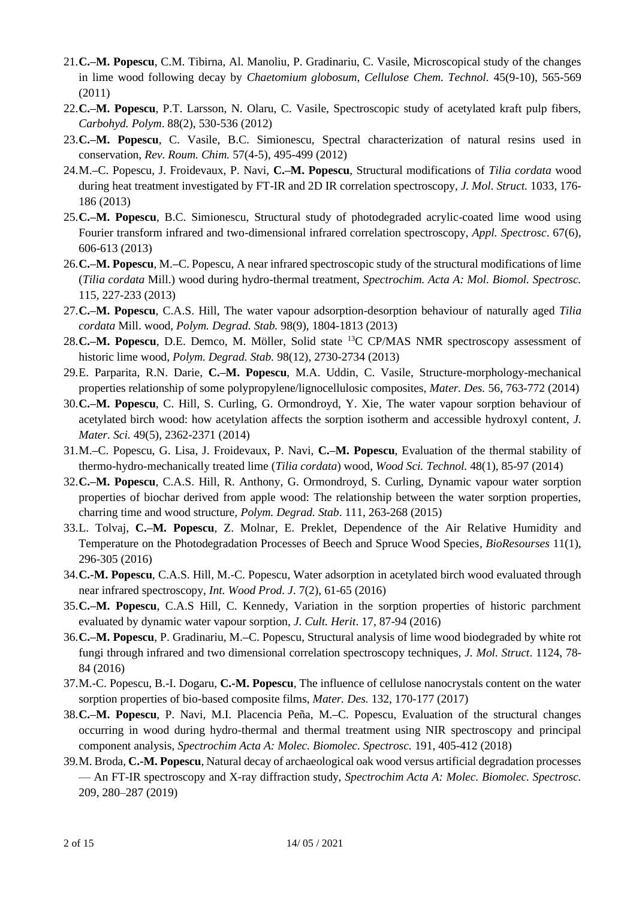21. **C.–M. Popescu**, C.M. Tibirna, Al. Manoliu, P. Gradinariu, C. Vasile, Microscopical study of the changes in lime wood following decay by *Chaetomium globosum*, *Cellulose Chem. Technol.* 45(9-10), 565-569 (2011)
22. **C.–M. Popescu**, P.T. Larsson, N. Olaru, C. Vasile, Spectroscopic study of acetylated kraft pulp fibers, *Carbohyd. Polym*. 88(2), 530-536 (2012)
23. **C.–M. Popescu**, C. Vasile, B.C. Simionescu, Spectral characterization of natural resins used in conservation, *Rev. Roum. Chim.* 57(4-5), 495-499 (2012)
24. M.–C. Popescu, J. Froidevaux, P. Navi, **C.–M. Popescu**, Structural modifications of *Tilia cordata* wood during heat treatment investigated by FT-IR and 2D IR correlation spectroscopy, *J. Mol. Struct.* 1033, 176-186 (2013)
25. **C.–M. Popescu**, B.C. Simionescu, Structural study of photodegraded acrylic-coated lime wood using Fourier transform infrared and two-dimensional infrared correlation spectroscopy, *Appl. Spectrosc*. 67(6), 606-613 (2013)
26. **C.–M. Popescu**, M.–C. Popescu, A near infrared spectroscopic study of the structural modifications of lime (*Tilia cordata* Mill.) wood during hydro-thermal treatment, *Spectrochim. Acta A: Mol. Biomol. Spectrosc.* 115, 227-233 (2013)
27. **C.–M. Popescu**, C.A.S. Hill, The water vapour adsorption-desorption behaviour of naturally aged *Tilia cordata* Mill. wood, *Polym. Degrad. Stab.* 98(9), 1804-1813 (2013)
28. **C.–M. Popescu**, D.E. Demco, M. Möller, Solid state $^{13}C$ CP/MAS NMR spectroscopy assessment of historic lime wood, *Polym. Degrad. Stab.* 98(12), 2730-2734 (2013)
29. E. Parparita, R.N. Darie, **C.–M. Popescu**, M.A. Uddin, C. Vasile, Structure-morphology-mechanical properties relationship of some polypropylene/lignocellulosic composites, *Mater. Des.* 56, 763-772 (2014)
30. **C.–M. Popescu**, C. Hill, S. Curling, G. Ormondroyd, Y. Xie, The water vapour sorption behaviour of acetylated birch wood: how acetylation affects the sorption isotherm and accessible hydroxyl content, *J. Mater. Sci.* 49(5), 2362-2371 (2014)
31. M.–C. Popescu, G. Lisa, J. Froidevaux, P. Navi, **C.–M. Popescu**, Evaluation of the thermal stability of thermo-hydro-mechanically treated lime (*Tilia cordata*) wood, *Wood Sci. Technol.* 48(1), 85-97 (2014)
32. **C.–M. Popescu**, C.A.S. Hill, R. Anthony, G. Ormondroyd, S. Curling, Dynamic vapour water sorption properties of biochar derived from apple wood: The relationship between the water sorption properties, charring time and wood structure, *Polym. Degrad. Stab*. 111, 263-268 (2015)
33. L. Tolvaj, **C.–M. Popescu**, Z. Molnar, E. Preklet, Dependence of the Air Relative Humidity and Temperature on the Photodegradation Processes of Beech and Spruce Wood Species, *BioResourses* 11(1), 296-305 (2016)
34. **C.-M. Popescu**, C.A.S. Hill, M.-C. Popescu, Water adsorption in acetylated birch wood evaluated through near infrared spectroscopy, *Int. Wood Prod. J*. 7(2), 61-65 (2016)
35. **C.–M. Popescu**, C.A.S Hill, C. Kennedy, Variation in the sorption properties of historic parchment evaluated by dynamic water vapour sorption, *J. Cult. Herit*. 17, 87-94 (2016)
36. **C.–M. Popescu**, P. Gradinariu, M.–C. Popescu, Structural analysis of lime wood biodegraded by white rot fungi through infrared and two dimensional correlation spectroscopy techniques, *J. Mol. Struct*. 1124, 78-84 (2016)
37. M.-C. Popescu, B.-I. Dogaru, **C.-M. Popescu**, The influence of cellulose nanocrystals content on the water sorption properties of bio-based composite films, *Mater. Des.* 132, 170-177 (2017)
38. **C.–M. Popescu**, P. Navi, M.I. Placencia Peña, M.–C. Popescu, Evaluation of the structural changes occurring in wood during hydro-thermal and thermal treatment using NIR spectroscopy and principal component analysis, *Spectrochim Acta A: Molec. Biomolec. Spectrosc.* 191, 405-412 (2018)
39. M. Broda, **C.-M. Popescu**, Natural decay of archaeological oak wood versus artificial degradation processes — An FT-IR spectroscopy and X-ray diffraction study, *Spectrochim Acta A: Molec. Biomolec. Spectrosc.* 209, 280–287 (2019)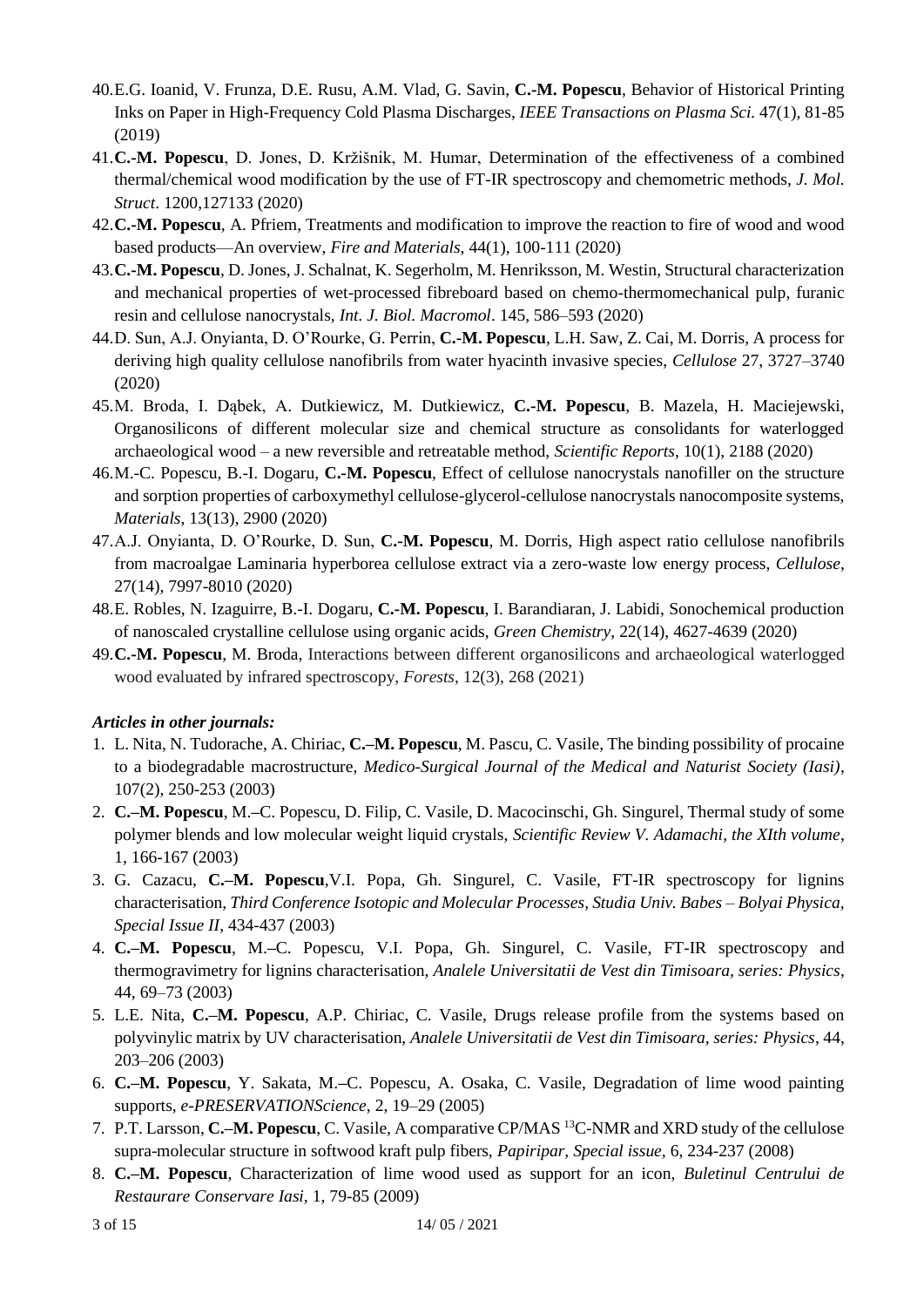40. E.G. Ioanid, V. Frunza, D.E. Rusu, A.M. Vlad, G. Savin, **C.-M. Popescu**, Behavior of Historical Printing Inks on Paper in High-Frequency Cold Plasma Discharges, *IEEE Transactions on Plasma Sci.* 47(1), 81-85 (2019)
41. **C.-M. Popescu**, D. Jones, D. Kržišnik, M. Humar, Determination of the effectiveness of a combined thermal/chemical wood modification by the use of FT-IR spectroscopy and chemometric methods, *J. Mol. Struct*. 1200,127133 (2020)
42. **C.-M. Popescu**, A. Pfriem, Treatments and modification to improve the reaction to fire of wood and wood based products—An overview, *Fire and Materials*, 44(1), 100-111 (2020)
43. **C.-M. Popescu**, D. Jones, J. Schalnat, K. Segerholm, M. Henriksson, M. Westin, Structural characterization and mechanical properties of wet-processed fibreboard based on chemo-thermomechanical pulp, furanic resin and cellulose nanocrystals, *Int. J. Biol. Macromol*. 145, 586–593 (2020)
44. D. Sun, A.J. Onyianta, D. O'Rourke, G. Perrin, **C.-M. Popescu**, L.H. Saw, Z. Cai, M. Dorris, A process for deriving high quality cellulose nanofibrils from water hyacinth invasive species, *Cellulose* 27, 3727–3740 (2020)
45. M. Broda, I. Dąbek, A. Dutkiewicz, M. Dutkiewicz, **C.-M. Popescu**, B. Mazela, H. Maciejewski, Organosilicons of different molecular size and chemical structure as consolidants for waterlogged archaeological wood – a new reversible and retreatable method, *Scientific Reports*, 10(1), 2188 (2020)
46. M.-C. Popescu, B.-I. Dogaru, **C.-M. Popescu**, Effect of cellulose nanocrystals nanofiller on the structure and sorption properties of carboxymethyl cellulose-glycerol-cellulose nanocrystals nanocomposite systems, *Materials*, 13(13), 2900 (2020)
47. A.J. Onyianta, D. O'Rourke, D. Sun, **C.-M. Popescu**, M. Dorris, High aspect ratio cellulose nanofibrils from macroalgae Laminaria hyperborea cellulose extract via a zero-waste low energy process, *Cellulose*, 27(14), 7997-8010 (2020)
48. E. Robles, N. Izaguirre, B.-I. Dogaru, **C.-M. Popescu**, I. Barandiaran, J. Labidi, Sonochemical production of nanoscaled crystalline cellulose using organic acids, *Green Chemistry*, 22(14), 4627-4639 (2020)
49. **C.-M. Popescu**, M. Broda, Interactions between different organosilicons and archaeological waterlogged wood evaluated by infrared spectroscopy, *Forests*, 12(3), 268 (2021)

***Articles in other journals:***

1. L. Nita, N. Tudorache, A. Chiriac, **C.–M. Popescu**, M. Pascu, C. Vasile, The binding possibility of procaine to a biodegradable macrostructure, *Medico-Surgical Journal of the Medical and Naturist Society (Iasi)*, 107(2), 250-253 (2003)
2. **C.–M. Popescu**, M.–C. Popescu, D. Filip, C. Vasile, D. Macocinschi, Gh. Singurel, Thermal study of some polymer blends and low molecular weight liquid crystals, *Scientific Review V. Adamachi, the XIth volume*, 1, 166-167 (2003)
3. G. Cazacu, **C.–M. Popescu**,V.I. Popa, Gh. Singurel, C. Vasile, FT-IR spectroscopy for lignins characterisation, *Third Conference Isotopic and Molecular Processes, Studia Univ. Babes – Bolyai Physica, Special Issue II*, 434-437 (2003)
4. **C.–M. Popescu**, M.–C. Popescu, V.I. Popa, Gh. Singurel, C. Vasile, FT-IR spectroscopy and thermogravimetry for lignins characterisation, *Analele Universitatii de Vest din Timisoara, series: Physics*, 44, 69–73 (2003)
5. L.E. Nita, **C.–M. Popescu**, A.P. Chiriac, C. Vasile, Drugs release profile from the systems based on polyvinylic matrix by UV characterisation, *Analele Universitatii de Vest din Timisoara, series: Physics*, 44, 203–206 (2003)
6. **C.–M. Popescu**, Y. Sakata, M.–C. Popescu, A. Osaka, C. Vasile, Degradation of lime wood painting supports, *e-PRESERVATIONScience*, 2, 19–29 (2005)
7. P.T. Larsson, **C.–M. Popescu**, C. Vasile, A comparative CP/MAS $^{13}C$-NMR and XRD study of the cellulose supra-molecular structure in softwood kraft pulp fibers, *Papiripar, Special issue*, 6, 234-237 (2008)
8. **C.–M. Popescu**, Characterization of lime wood used as support for an icon, *Buletinul Centrului de Restaurare Conservare Iasi*, 1, 79-85 (2009)

14/ 05 / 2021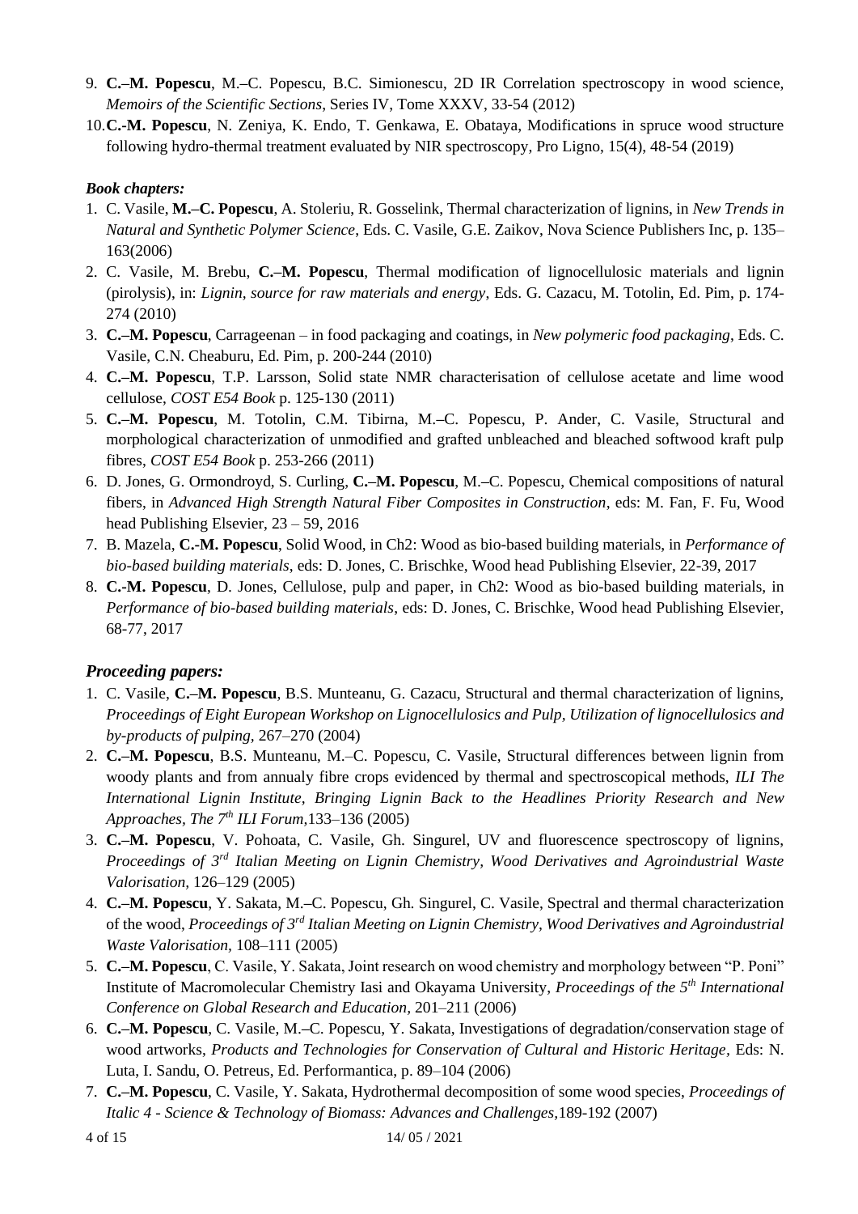9. **C.–M. Popescu**, M.–C. Popescu, B.C. Simionescu, 2D IR Correlation spectroscopy in wood science, *Memoirs of the Scientific Sections*, Series IV, Tome XXXV, 33-54 (2012)
10. **C.-M. Popescu**, N. Zeniya, K. Endo, T. Genkawa, E. Obataya, Modifications in spruce wood structure following hydro-thermal treatment evaluated by NIR spectroscopy, Pro Ligno, 15(4), 48-54 (2019)

***Book chapters:***

1. C. Vasile, **M.–C. Popescu**, A. Stoleriu, R. Gosselink, Thermal characterization of lignins, in *New Trends in Natural and Synthetic Polymer Science*, Eds. C. Vasile, G.E. Zaikov, Nova Science Publishers Inc, p. 135–163(2006)
2. C. Vasile, M. Brebu, **C.–M. Popescu**, Thermal modification of lignocellulosic materials and lignin (pirolysis), in: *Lignin, source for raw materials and energy*, Eds. G. Cazacu, M. Totolin, Ed. Pim, p. 174-274 (2010)
3. **C.–M. Popescu**, Carrageenan – in food packaging and coatings, in *New polymeric food packaging*, Eds. C. Vasile, C.N. Cheaburu, Ed. Pim, p. 200-244 (2010)
4. **C.–M. Popescu**, T.P. Larsson, Solid state NMR characterisation of cellulose acetate and lime wood cellulose, *COST E54 Book* p. 125-130 (2011)
5. **C.–M. Popescu**, M. Totolin, C.M. Tibirna, M.–C. Popescu, P. Ander, C. Vasile, Structural and morphological characterization of unmodified and grafted unbleached and bleached softwood kraft pulp fibres, *COST E54 Book* p. 253-266 (2011)
6. D. Jones, G. Ormondroyd, S. Curling, **C.–M. Popescu**, M.–C. Popescu, Chemical compositions of natural fibers, in *Advanced High Strength Natural Fiber Composites in Construction*, eds: M. Fan, F. Fu, Wood head Publishing Elsevier, 23 – 59, 2016
7. B. Mazela, **C.-M. Popescu**, Solid Wood, in Ch2: Wood as bio-based building materials, in *Performance of bio-based building materials*, eds: D. Jones, C. Brischke, Wood head Publishing Elsevier, 22-39, 2017
8. **C.-M. Popescu**, D. Jones, Cellulose, pulp and paper, in Ch2: Wood as bio-based building materials, in *Performance of bio-based building materials*, eds: D. Jones, C. Brischke, Wood head Publishing Elsevier, 68-77, 2017

***Proceeding papers:***

1. C. Vasile, **C.–M. Popescu**, B.S. Munteanu, G. Cazacu, Structural and thermal characterization of lignins, *Proceedings of Eight European Workshop on Lignocellulosics and Pulp, Utilization of lignocellulosics and by-products of pulping,* 267–270 (2004)
2. **C.–M. Popescu**, B.S. Munteanu, M.–C. Popescu, C. Vasile, Structural differences between lignin from woody plants and from annualy fibre crops evidenced by thermal and spectroscopical methods, *ILI The International Lignin Institute, Bringing Lignin Back to the Headlines Priority Research and New Approaches, The 7th ILI Forum,*133–136 (2005)
3. **C.–M. Popescu**, V. Pohoata, C. Vasile, Gh. Singurel, UV and fluorescence spectroscopy of lignins, *Proceedings of 3rd Italian Meeting on Lignin Chemistry, Wood Derivatives and Agroindustrial Waste Valorisation,* 126–129 (2005)
4. **C.–M. Popescu**, Y. Sakata, M.–C. Popescu, Gh. Singurel, C. Vasile, Spectral and thermal characterization of the wood, *Proceedings of 3rd Italian Meeting on Lignin Chemistry, Wood Derivatives and Agroindustrial Waste Valorisation,* 108–111 (2005)
5. **C.–M. Popescu**, C. Vasile, Y. Sakata, Joint research on wood chemistry and morphology between "P. Poni" Institute of Macromolecular Chemistry Iasi and Okayama University, *Proceedings of the 5th International Conference on Global Research and Education,* 201–211 (2006)
6. **C.–M. Popescu**, C. Vasile, M.–C. Popescu, Y. Sakata, Investigations of degradation/conservation stage of wood artworks, *Products and Technologies for Conservation of Cultural and Historic Heritage*, Eds: N. Luta, I. Sandu, O. Petreus, Ed. Performantica, p. 89–104 (2006)
7. **C.–M. Popescu**, C. Vasile, Y. Sakata, Hydrothermal decomposition of some wood species, *Proceedings of Italic 4 - Science & Technology of Biomass: Advances and Challenges,*189-192 (2007)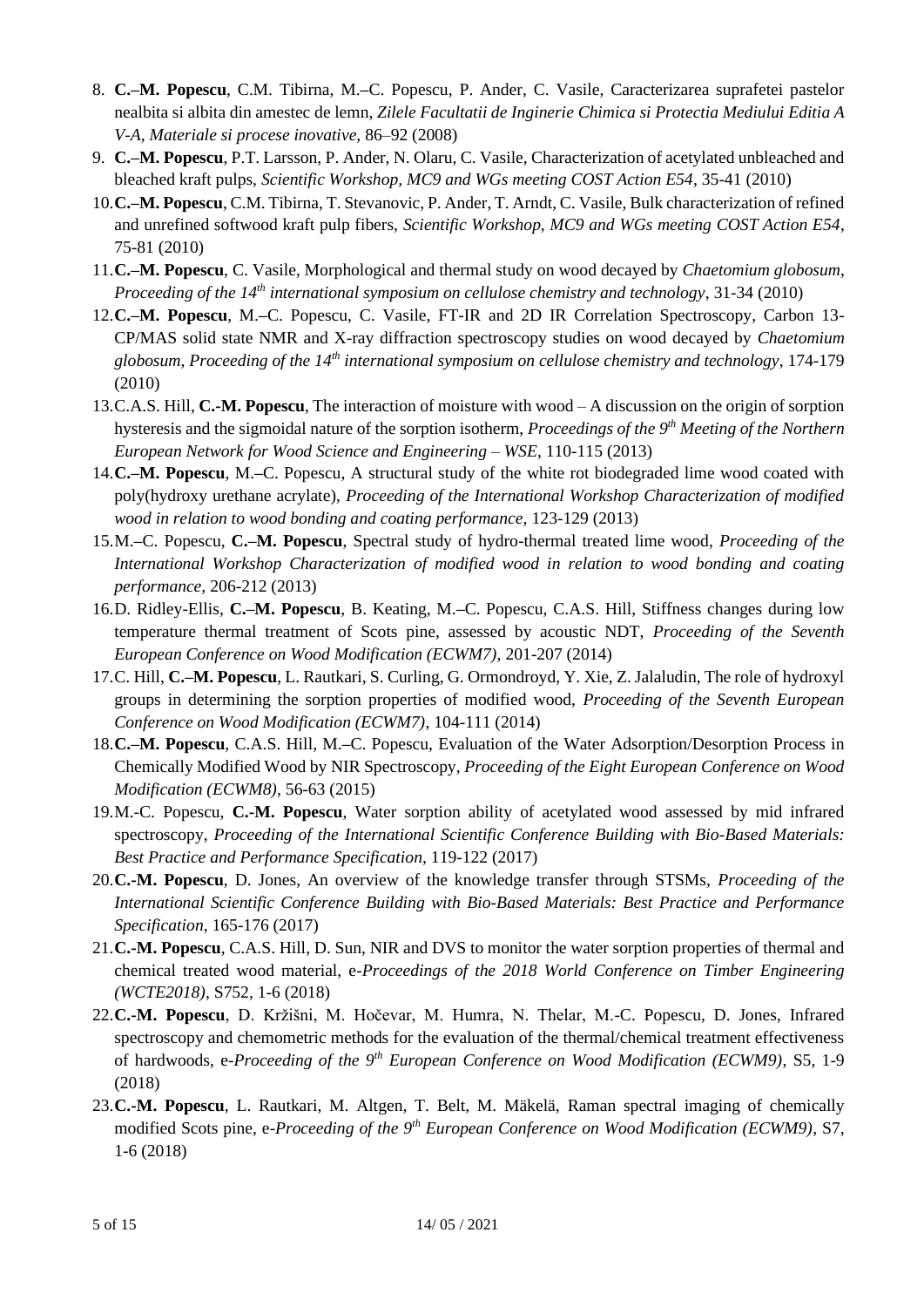8. **C.–M. Popescu**, C.M. Tibirna, M.–C. Popescu, P. Ander, C. Vasile, Caracterizarea suprafetei pastelor nealbita si albita din amestec de lemn, *Zilele Facultatii de Inginerie Chimica si Protectia Mediului Editia A V-A, Materiale si procese inovative*, 86–92 (2008)
9. **C.–M. Popescu**, P.T. Larsson, P. Ander, N. Olaru, C. Vasile, Characterization of acetylated unbleached and bleached kraft pulps, *Scientific Workshop, MC9 and WGs meeting COST Action E54*, 35-41 (2010)
10. **C.–M. Popescu**, C.M. Tibirna, T. Stevanovic, P. Ander, T. Arndt, C. Vasile, Bulk characterization of refined and unrefined softwood kraft pulp fibers, *Scientific Workshop, MC9 and WGs meeting COST Action E54*, 75-81 (2010)
11. **C.–M. Popescu**, C. Vasile, Morphological and thermal study on wood decayed by *Chaetomium globosum*, *Proceeding of the 14th international symposium on cellulose chemistry and technology*, 31-34 (2010)
12. **C.–M. Popescu**, M.–C. Popescu, C. Vasile, FT-IR and 2D IR Correlation Spectroscopy, Carbon 13-CP/MAS solid state NMR and X-ray diffraction spectroscopy studies on wood decayed by *Chaetomium globosum*, *Proceeding of the 14th international symposium on cellulose chemistry and technology*, 174-179 (2010)
13. C.A.S. Hill, **C.-M. Popescu**, The interaction of moisture with wood – A discussion on the origin of sorption hysteresis and the sigmoidal nature of the sorption isotherm, *Proceedings of the 9th Meeting of the Northern European Network for Wood Science and Engineering – WSE*, 110-115 (2013)
14. **C.–M. Popescu**, M.–C. Popescu, A structural study of the white rot biodegraded lime wood coated with poly(hydroxy urethane acrylate), *Proceeding of the International Workshop Characterization of modified wood in relation to wood bonding and coating performance*, 123-129 (2013)
15. M.–C. Popescu, **C.–M. Popescu**, Spectral study of hydro-thermal treated lime wood, *Proceeding of the International Workshop Characterization of modified wood in relation to wood bonding and coating performance*, 206-212 (2013)
16. D. Ridley-Ellis, **C.–M. Popescu**, B. Keating, M.–C. Popescu, C.A.S. Hill, Stiffness changes during low temperature thermal treatment of Scots pine, assessed by acoustic NDT, *Proceeding of the Seventh European Conference on Wood Modification (ECWM7)*, 201-207 (2014)
17. C. Hill, **C.–M. Popescu**, L. Rautkari, S. Curling, G. Ormondroyd, Y. Xie, Z. Jalaludin, The role of hydroxyl groups in determining the sorption properties of modified wood, *Proceeding of the Seventh European Conference on Wood Modification (ECWM7)*, 104-111 (2014)
18. **C.–M. Popescu**, C.A.S. Hill, M.–C. Popescu, Evaluation of the Water Adsorption/Desorption Process in Chemically Modified Wood by NIR Spectroscopy, *Proceeding of the Eight European Conference on Wood Modification (ECWM8)*, 56-63 (2015)
19. M.-C. Popescu, **C.-M. Popescu**, Water sorption ability of acetylated wood assessed by mid infrared spectroscopy, *Proceeding of the International Scientific Conference Building with Bio-Based Materials: Best Practice and Performance Specification*, 119-122 (2017)
20. **C.–M. Popescu**, D. Jones, An overview of the knowledge transfer through STSMs, *Proceeding of the International Scientific Conference Building with Bio-Based Materials: Best Practice and Performance Specification*, 165-176 (2017)
21. **C.-M. Popescu**, C.A.S. Hill, D. Sun, NIR and DVS to monitor the water sorption properties of thermal and chemical treated wood material, e-*Proceedings of the 2018 World Conference on Timber Engineering (WCTE2018)*, S752, 1-6 (2018)
22. **C.-M. Popescu**, D. Kržišni, M. Hočevar, M. Humra, N. Thelar, M.-C. Popescu, D. Jones, Infrared spectroscopy and chemometric methods for the evaluation of the thermal/chemical treatment effectiveness of hardwoods, e-*Proceeding of the 9th European Conference on Wood Modification (ECWM9)*, S5, 1-9 (2018)
23. **C.-M. Popescu**, L. Rautkari, M. Altgen, T. Belt, M. Mäkelä, Raman spectral imaging of chemically modified Scots pine, e-*Proceeding of the 9th European Conference on Wood Modification (ECWM9)*, S7, 1-6 (2018)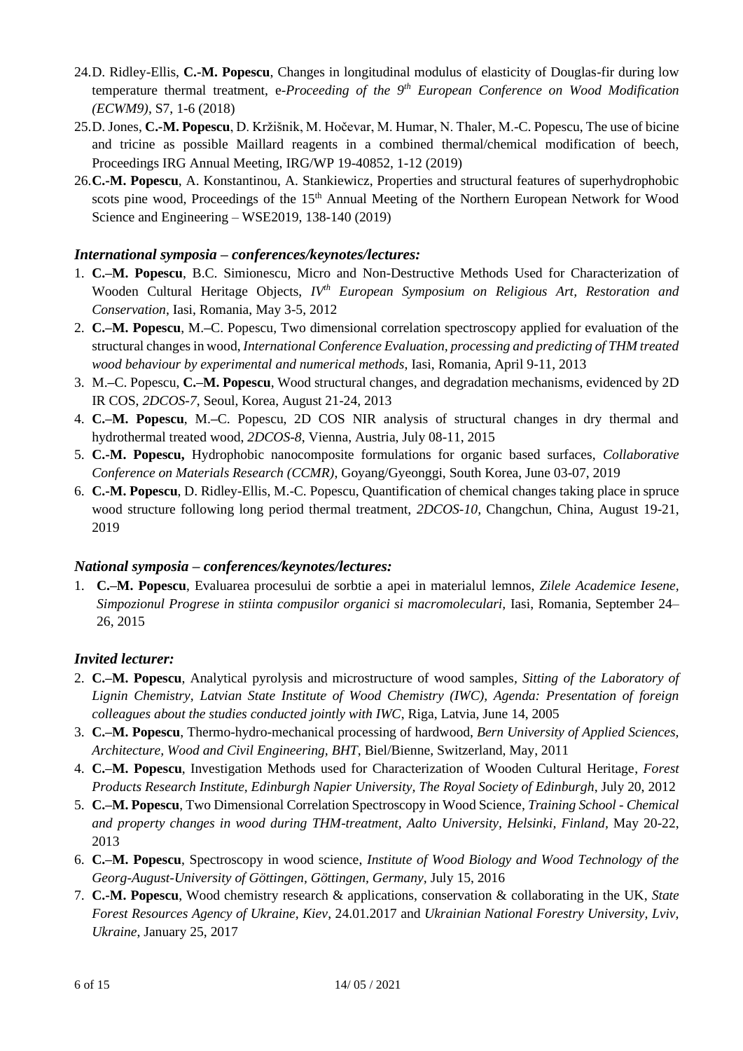24. D. Ridley-Ellis, **C.-M. Popescu**, Changes in longitudinal modulus of elasticity of Douglas-fir during low temperature thermal treatment, e-*Proceeding of the 9th European Conference on Wood Modification (ECWM9)*, S7, 1-6 (2018)
25. D. Jones, **C.-M. Popescu**, D. Kržišnik, M. Hočevar, M. Humar, N. Thaler, M.-C. Popescu, The use of bicine and tricine as possible Maillard reagents in a combined thermal/chemical modification of beech, Proceedings IRG Annual Meeting, IRG/WP 19-40852, 1-12 (2019)
26. **C.-M. Popescu**, A. Konstantinou, A. Stankiewicz, Properties and structural features of superhydrophobic scots pine wood, Proceedings of the 15th Annual Meeting of the Northern European Network for Wood Science and Engineering – WSE2019, 138-140 (2019)

### *International symposia – conferences/keynotes/lectures:*

1. **C.–M. Popescu**, B.C. Simionescu, Micro and Non-Destructive Methods Used for Characterization of Wooden Cultural Heritage Objects, *IVth European Symposium on Religious Art, Restoration and Conservation*, Iasi, Romania, May 3-5, 2012
2. **C.–M. Popescu**, M.–C. Popescu, Two dimensional correlation spectroscopy applied for evaluation of the structural changes in wood, *International Conference Evaluation, processing and predicting of THM treated wood behaviour by experimental and numerical methods*, Iasi, Romania, April 9-11, 2013
3. M.–C. Popescu, **C.–M. Popescu**, Wood structural changes, and degradation mechanisms, evidenced by 2D IR COS, *2DCOS-7*, Seoul, Korea, August 21-24, 2013
4. **C.–M. Popescu**, M.–C. Popescu, 2D COS NIR analysis of structural changes in dry thermal and hydrothermal treated wood, *2DCOS-8*, Vienna, Austria, July 08-11, 2015
5. **C.-M. Popescu,** Hydrophobic nanocomposite formulations for organic based surfaces, *Collaborative Conference on Materials Research (CCMR)*, Goyang/Gyeonggi, South Korea, June 03-07, 2019
6. **C.-M. Popescu**, D. Ridley-Ellis, M.-C. Popescu, Quantification of chemical changes taking place in spruce wood structure following long period thermal treatment, *2DCOS-10*, Changchun, China, August 19-21, 2019

### *National symposia – conferences/keynotes/lectures:*

1. **C.–M. Popescu**, Evaluarea procesului de sorbtie a apei in materialul lemnos, *Zilele Academice Iesene, Simpozionul Progrese in stiinta compusilor organici si macromoleculari,* Iasi, Romania, September 24–26, 2015

### *Invited lecturer:*

2. **C.–M. Popescu**, Analytical pyrolysis and microstructure of wood samples, *Sitting of the Laboratory of Lignin Chemistry, Latvian State Institute of Wood Chemistry (IWC), Agenda: Presentation of foreign colleagues about the studies conducted jointly with IWC*, Riga, Latvia, June 14, 2005
3. **C.–M. Popescu**, Thermo-hydro-mechanical processing of hardwood, *Bern University of Applied Sciences, Architecture, Wood and Civil Engineering, BHT*, Biel/Bienne, Switzerland, May, 2011
4. **C.–M. Popescu**, Investigation Methods used for Characterization of Wooden Cultural Heritage, *Forest Products Research Institute, Edinburgh Napier University, The Royal Society of Edinburgh*, July 20, 2012
5. **C.–M. Popescu**, Two Dimensional Correlation Spectroscopy in Wood Science, *Training School - Chemical and property changes in wood during THM-treatment, Aalto University, Helsinki, Finland*, May 20-22, 2013
6. **C.–M. Popescu**, Spectroscopy in wood science, *Institute of Wood Biology and Wood Technology of the Georg-August-University of Göttingen, Göttingen, Germany,* July 15, 2016
7. **C.-M. Popescu**, Wood chemistry research & applications, conservation & collaborating in the UK, *State Forest Resources Agency of Ukraine, Kiev*, 24.01.2017 and *Ukrainian National Forestry University, Lviv, Ukraine*, January 25, 2017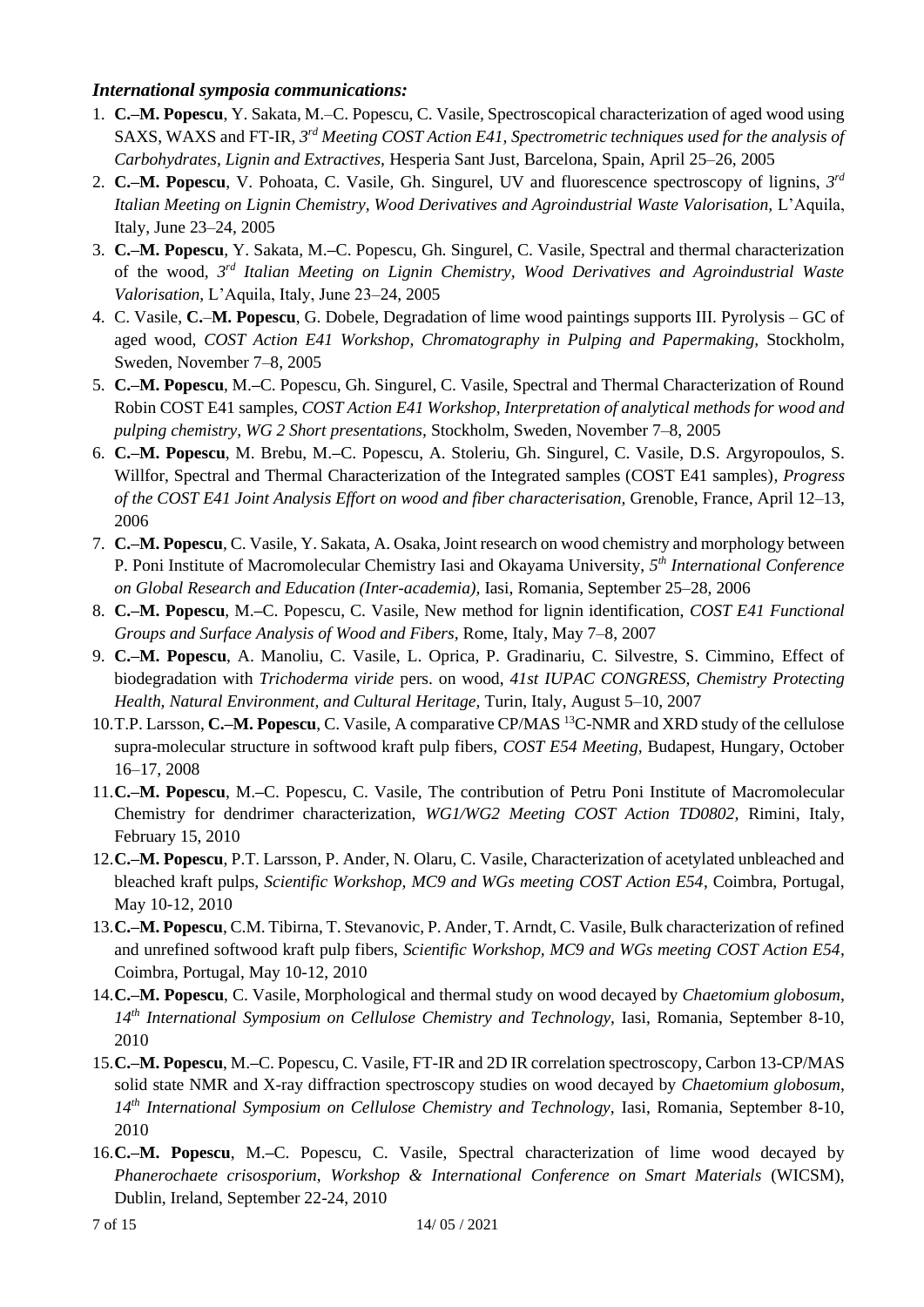### *International symposia communications:*

1. **C.–M. Popescu**, Y. Sakata, M.–C. Popescu, C. Vasile, Spectroscopical characterization of aged wood using SAXS, WAXS and FT-IR, *3rd Meeting COST Action E41, Spectrometric techniques used for the analysis of Carbohydrates, Lignin and Extractives,* Hesperia Sant Just, Barcelona, Spain, April 25–26, 2005
2. **C.–M. Popescu**, V. Pohoata, C. Vasile, Gh. Singurel, UV and fluorescence spectroscopy of lignins, *3rd Italian Meeting on Lignin Chemistry, Wood Derivatives and Agroindustrial Waste Valorisation,* L'Aquila, Italy, June 23–24, 2005
3. **C.–M. Popescu**, Y. Sakata, M.–C. Popescu, Gh. Singurel, C. Vasile, Spectral and thermal characterization of the wood, *3rd Italian Meeting on Lignin Chemistry, Wood Derivatives and Agroindustrial Waste Valorisation,* L'Aquila, Italy, June 23–24, 2005
4. C. Vasile, **C.–M. Popescu**, G. Dobele, Degradation of lime wood paintings supports III. Pyrolysis – GC of aged wood, *COST Action E41 Workshop, Chromatography in Pulping and Papermaking,* Stockholm, Sweden, November 7–8, 2005
5. **C.–M. Popescu**, M.–C. Popescu, Gh. Singurel, C. Vasile, Spectral and Thermal Characterization of Round Robin COST E41 samples, *COST Action E41 Workshop, Interpretation of analytical methods for wood and pulping chemistry, WG 2 Short presentations,* Stockholm, Sweden, November 7–8, 2005
6. **C.–M. Popescu**, M. Brebu, M.–C. Popescu, A. Stoleriu, Gh. Singurel, C. Vasile, D.S. Argyropoulos, S. Willfor, Spectral and Thermal Characterization of the Integrated samples (COST E41 samples)*, Progress of the COST E41 Joint Analysis Effort on wood and fiber characterisation,* Grenoble, France, April 12–13, 2006
7. **C.–M. Popescu**, C. Vasile, Y. Sakata, A. Osaka, Joint research on wood chemistry and morphology between P. Poni Institute of Macromolecular Chemistry Iasi and Okayama University, *5th International Conference on Global Research and Education (Inter-academia),* Iasi, Romania, September 25–28, 2006
8. **C.–M. Popescu**, M.–C. Popescu, C. Vasile, New method for lignin identification, *COST E41 Functional Groups and Surface Analysis of Wood and Fibers,* Rome, Italy, May 7–8, 2007
9. **C.–M. Popescu**, A. Manoliu, C. Vasile, L. Oprica, P. Gradinariu, C. Silvestre, S. Cimmino, Effect of biodegradation with *Trichoderma viride* pers. on wood, *41st IUPAC CONGRESS, Chemistry Protecting Health, Natural Environment, and Cultural Heritage,* Turin, Italy, August 5–10, 2007
10. T.P. Larsson, **C.–M. Popescu**, C. Vasile, A comparative CP/MAS $^{13}$C-NMR and XRD study of the cellulose supra-molecular structure in softwood kraft pulp fibers, *COST E54 Meeting,* Budapest, Hungary, October 16–17, 2008
11. **C.–M. Popescu**, M.–C. Popescu, C. Vasile, The contribution of Petru Poni Institute of Macromolecular Chemistry for dendrimer characterization, *WG1/WG2 Meeting COST Action TD0802,* Rimini, Italy, February 15, 2010
12. **C.–M. Popescu**, P.T. Larsson, P. Ander, N. Olaru, C. Vasile, Characterization of acetylated unbleached and bleached kraft pulps, *Scientific Workshop, MC9 and WGs meeting COST Action E54*, Coimbra, Portugal, May 10-12, 2010
13. **C.–M. Popescu**, C.M. Tibirna, T. Stevanovic, P. Ander, T. Arndt, C. Vasile, Bulk characterization of refined and unrefined softwood kraft pulp fibers, *Scientific Workshop, MC9 and WGs meeting COST Action E54*, Coimbra, Portugal, May 10-12, 2010
14. **C.–M. Popescu**, C. Vasile, Morphological and thermal study on wood decayed by *Chaetomium globosum*, *14th International Symposium on Cellulose Chemistry and Technology,* Iasi, Romania, September 8-10, 2010
15. **C.–M. Popescu**, M.–C. Popescu, C. Vasile, FT-IR and 2D IR correlation spectroscopy, Carbon 13-CP/MAS solid state NMR and X-ray diffraction spectroscopy studies on wood decayed by *Chaetomium globosum*, *14th International Symposium on Cellulose Chemistry and Technology,* Iasi, Romania, September 8-10, 2010
16. **C.–M. Popescu**, M.–C. Popescu, C. Vasile, Spectral characterization of lime wood decayed by *Phanerochaete crisosporium*, *Workshop & International Conference on Smart Materials* (WICSM), Dublin, Ireland, September 22-24, 2010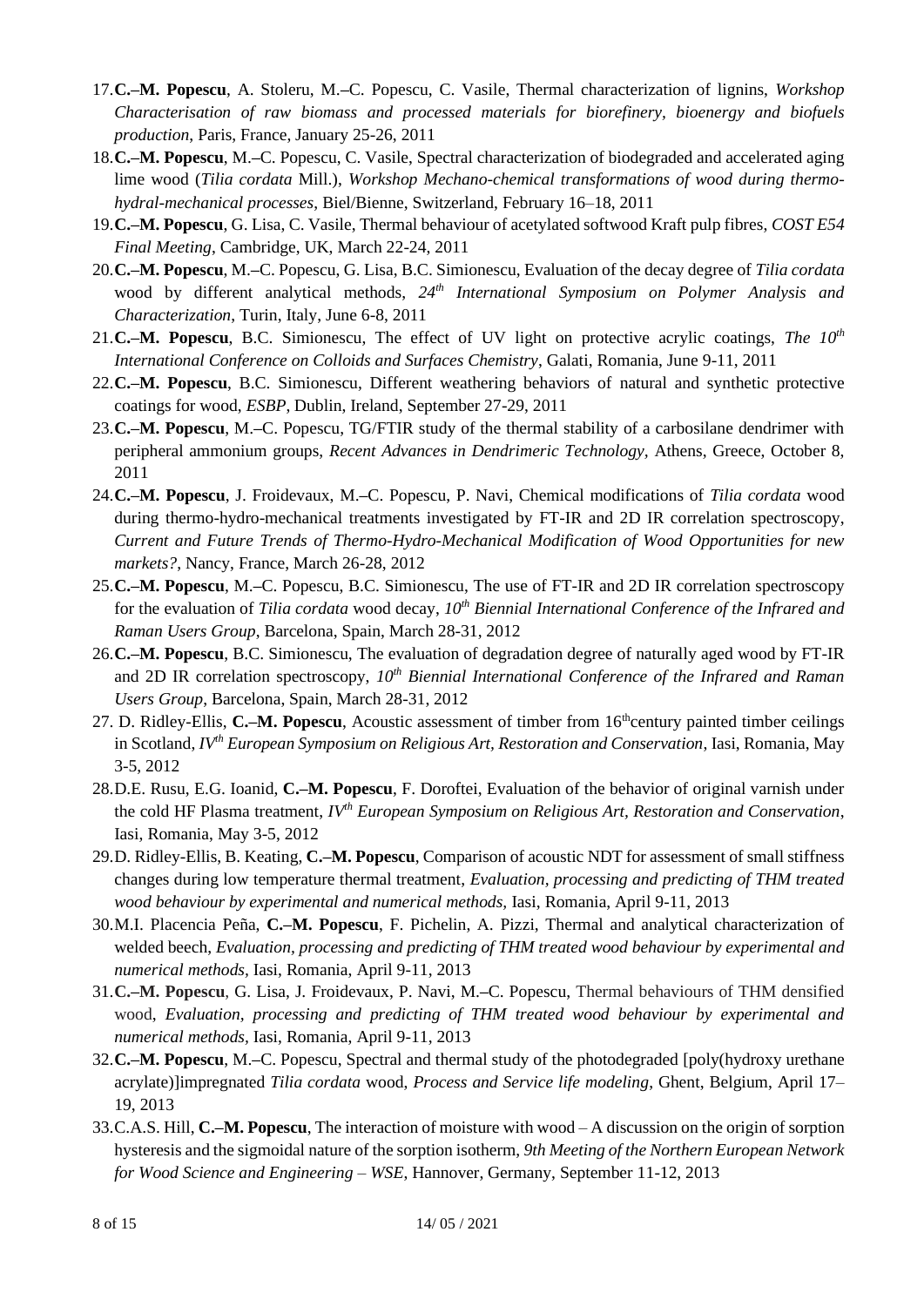17. **C.–M. Popescu**, A. Stoleru, M.–C. Popescu, C. Vasile, Thermal characterization of lignins, *Workshop Characterisation of raw biomass and processed materials for biorefinery, bioenergy and biofuels production*, Paris, France, January 25-26, 2011
18. **C.–M. Popescu**, M.–C. Popescu, C. Vasile, Spectral characterization of biodegraded and accelerated aging lime wood (*Tilia cordata* Mill.), *Workshop Mechano-chemical transformations of wood during thermo-hydral-mechanical processes*, Biel/Bienne, Switzerland, February 16–18, 2011
19. **C.–M. Popescu**, G. Lisa, C. Vasile, Thermal behaviour of acetylated softwood Kraft pulp fibres, *COST E54 Final Meeting*, Cambridge, UK, March 22-24, 2011
20. **C.–M. Popescu**, M.–C. Popescu, G. Lisa, B.C. Simionescu, Evaluation of the decay degree of *Tilia cordata* wood by different analytical methods, *24th International Symposium on Polymer Analysis and Characterization*, Turin, Italy, June 6-8, 2011
21. **C.–M. Popescu**, B.C. Simionescu, The effect of UV light on protective acrylic coatings, *The 10th International Conference on Colloids and Surfaces Chemistry*, Galati, Romania, June 9-11, 2011
22. **C.–M. Popescu**, B.C. Simionescu, Different weathering behaviors of natural and synthetic protective coatings for wood, *ESBP*, Dublin, Ireland, September 27-29, 2011
23. **C.–M. Popescu**, M.–C. Popescu, TG/FTIR study of the thermal stability of a carbosilane dendrimer with peripheral ammonium groups, *Recent Advances in Dendrimeric Technology*, Athens, Greece, October 8, 2011
24. **C.–M. Popescu**, J. Froidevaux, M.–C. Popescu, P. Navi, Chemical modifications of *Tilia cordata* wood during thermo-hydro-mechanical treatments investigated by FT-IR and 2D IR correlation spectroscopy, *Current and Future Trends of Thermo-Hydro-Mechanical Modification of Wood Opportunities for new markets?*, Nancy, France, March 26-28, 2012
25. **C.–M. Popescu**, M.–C. Popescu, B.C. Simionescu, The use of FT-IR and 2D IR correlation spectroscopy for the evaluation of *Tilia cordata* wood decay, *10th Biennial International Conference of the Infrared and Raman Users Group*, Barcelona, Spain, March 28-31, 2012
26. **C.–M. Popescu**, B.C. Simionescu, The evaluation of degradation degree of naturally aged wood by FT-IR and 2D IR correlation spectroscopy, *10th Biennial International Conference of the Infrared and Raman Users Group*, Barcelona, Spain, March 28-31, 2012
27. D. Ridley-Ellis, **C.–M. Popescu**, Acoustic assessment of timber from 16th century painted timber ceilings in Scotland, *IVth European Symposium on Religious Art, Restoration and Conservation*, Iasi, Romania, May 3-5, 2012
28. D.E. Rusu, E.G. Ioanid, **C.–M. Popescu**, F. Doroftei, Evaluation of the behavior of original varnish under the cold HF Plasma treatment, *IVth European Symposium on Religious Art, Restoration and Conservation*, Iasi, Romania, May 3-5, 2012
29. D. Ridley-Ellis, B. Keating, **C.–M. Popescu**, Comparison of acoustic NDT for assessment of small stiffness changes during low temperature thermal treatment, *Evaluation, processing and predicting of THM treated wood behaviour by experimental and numerical methods*, Iasi, Romania, April 9-11, 2013
30. M.I. Placencia Peña, **C.–M. Popescu**, F. Pichelin, A. Pizzi, Thermal and analytical characterization of welded beech, *Evaluation, processing and predicting of THM treated wood behaviour by experimental and numerical methods*, Iasi, Romania, April 9-11, 2013
31. **C.–M. Popescu**, G. Lisa, J. Froidevaux, P. Navi, M.–C. Popescu, Thermal behaviours of THM densified wood, *Evaluation, processing and predicting of THM treated wood behaviour by experimental and numerical methods*, Iasi, Romania, April 9-11, 2013
32. **C.–M. Popescu**, M.–C. Popescu, Spectral and thermal study of the photodegraded [poly(hydroxy urethane acrylate)]impregnated *Tilia cordata* wood, *Process and Service life modeling*, Ghent, Belgium, April 17–19, 2013
33. C.A.S. Hill, **C.–M. Popescu**, The interaction of moisture with wood – A discussion on the origin of sorption hysteresis and the sigmoidal nature of the sorption isotherm, *9th Meeting of the Northern European Network for Wood Science and Engineering – WSE*, Hannover, Germany, September 11-12, 2013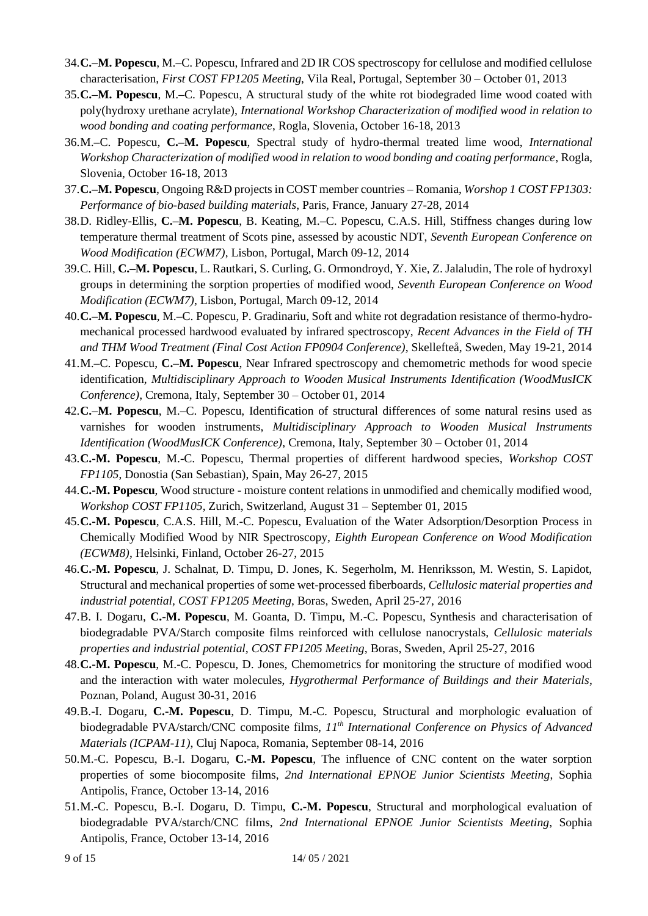34. **C.–M. Popescu**, M.–C. Popescu, Infrared and 2D IR COS spectroscopy for cellulose and modified cellulose characterisation, *First COST FP1205 Meeting*, Vila Real, Portugal, September 30 – October 01, 2013
35. **C.–M. Popescu**, M.–C. Popescu, A structural study of the white rot biodegraded lime wood coated with poly(hydroxy urethane acrylate), *International Workshop Characterization of modified wood in relation to wood bonding and coating performance*, Rogla, Slovenia, October 16-18, 2013
36. M.–C. Popescu, **C.–M. Popescu**, Spectral study of hydro-thermal treated lime wood, *International Workshop Characterization of modified wood in relation to wood bonding and coating performance*, Rogla, Slovenia, October 16-18, 2013
37. **C.–M. Popescu**, Ongoing R&D projects in COST member countries – Romania, *Worshop 1 COST FP1303: Performance of bio-based building materials*, Paris, France, January 27-28, 2014
38. D. Ridley-Ellis, **C.–M. Popescu**, B. Keating, M.–C. Popescu, C.A.S. Hill, Stiffness changes during low temperature thermal treatment of Scots pine, assessed by acoustic NDT, *Seventh European Conference on Wood Modification (ECWM7)*, Lisbon, Portugal, March 09-12, 2014
39. C. Hill, **C.–M. Popescu**, L. Rautkari, S. Curling, G. Ormondroyd, Y. Xie, Z. Jalaludin, The role of hydroxyl groups in determining the sorption properties of modified wood, *Seventh European Conference on Wood Modification (ECWM7)*, Lisbon, Portugal, March 09-12, 2014
40. **C.–M. Popescu**, M.–C. Popescu, P. Gradinariu, Soft and white rot degradation resistance of thermo-hydro-mechanical processed hardwood evaluated by infrared spectroscopy, *Recent Advances in the Field of TH and THM Wood Treatment (Final Cost Action FP0904 Conference)*, Skellefteå, Sweden, May 19-21, 2014
41. M.–C. Popescu, **C.–M. Popescu**, Near Infrared spectroscopy and chemometric methods for wood specie identification, *Multidisciplinary Approach to Wooden Musical Instruments Identification (WoodMusICK Conference)*, Cremona, Italy, September 30 – October 01, 2014
42. **C.–M. Popescu**, M.–C. Popescu, Identification of structural differences of some natural resins used as varnishes for wooden instruments, *Multidisciplinary Approach to Wooden Musical Instruments Identification (WoodMusICK Conference)*, Cremona, Italy, September 30 – October 01, 2014
43. **C.-M. Popescu**, M.-C. Popescu, Thermal properties of different hardwood species, *Workshop COST FP1105*, Donostia (San Sebastian), Spain, May 26-27, 2015
44. **C.-M. Popescu**, Wood structure - moisture content relations in unmodified and chemically modified wood, *Workshop COST FP1105*, Zurich, Switzerland, August 31 – September 01, 2015
45. **C.-M. Popescu**, C.A.S. Hill, M.-C. Popescu, Evaluation of the Water Adsorption/Desorption Process in Chemically Modified Wood by NIR Spectroscopy, *Eighth European Conference on Wood Modification (ECWM8)*, Helsinki, Finland, October 26-27, 2015
46. **C.-M. Popescu**, J. Schalnat, D. Timpu, D. Jones, K. Segerholm, M. Henriksson, M. Westin, S. Lapidot, Structural and mechanical properties of some wet-processed fiberboards, *Cellulosic material properties and industrial potential, COST FP1205 Meeting*, Boras, Sweden, April 25-27, 2016
47. B. I. Dogaru, **C.-M. Popescu**, M. Goanta, D. Timpu, M.-C. Popescu, Synthesis and characterisation of biodegradable PVA/Starch composite films reinforced with cellulose nanocrystals, *Cellulosic materials properties and industrial potential, COST FP1205 Meeting*, Boras, Sweden, April 25-27, 2016
48. **C.-M. Popescu**, M.-C. Popescu, D. Jones, Chemometrics for monitoring the structure of modified wood and the interaction with water molecules, *Hygrothermal Performance of Buildings and their Materials*, Poznan, Poland, August 30-31, 2016
49. B.-I. Dogaru, **C.-M. Popescu**, D. Timpu, M.-C. Popescu, Structural and morphologic evaluation of biodegradable PVA/starch/CNC composite films, *11th International Conference on Physics of Advanced Materials (ICPAM-11)*, Cluj Napoca, Romania, September 08-14, 2016
50. M.-C. Popescu, B.-I. Dogaru, **C.-M. Popescu**, The influence of CNC content on the water sorption properties of some biocomposite films, *2nd International EPNOE Junior Scientists Meeting*, Sophia Antipolis, France, October 13-14, 2016
51. M.-C. Popescu, B.-I. Dogaru, D. Timpu, **C.-M. Popescu**, Structural and morphological evaluation of biodegradable PVA/starch/CNC films, *2nd International EPNOE Junior Scientists Meeting*, Sophia Antipolis, France, October 13-14, 2016

14/ 05 / 2021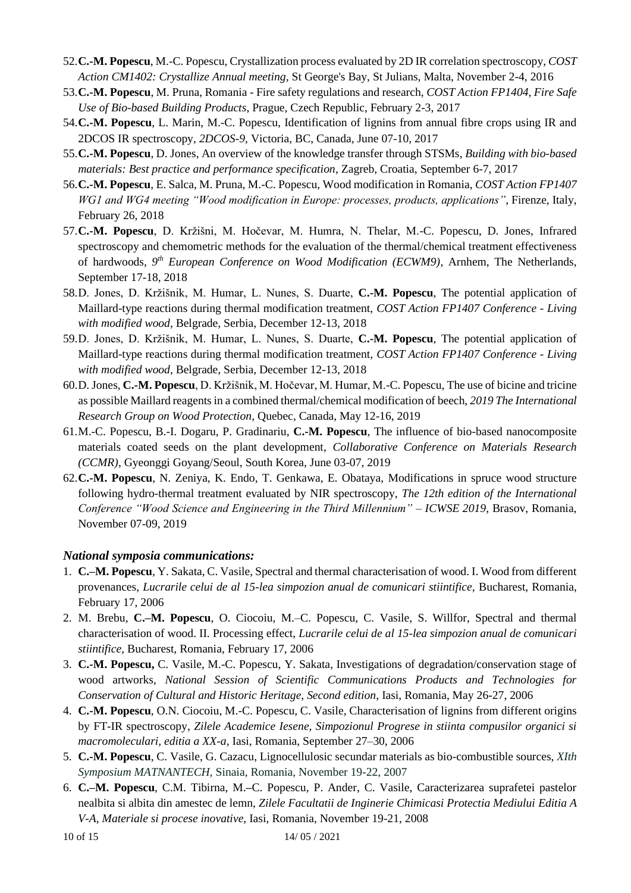52. **C.-M. Popescu**, M.-C. Popescu, Crystallization process evaluated by 2D IR correlation spectroscopy, *COST Action CM1402: Crystallize Annual meeting*, St George's Bay, St Julians, Malta, November 2-4, 2016
53. **C.-M. Popescu**, M. Pruna, Romania - Fire safety regulations and research, *COST Action FP1404, Fire Safe Use of Bio-based Building Products*, Prague, Czech Republic, February 2-3, 2017
54. **C.-M. Popescu**, L. Marin, M.-C. Popescu, Identification of lignins from annual fibre crops using IR and 2DCOS IR spectroscopy, *2DCOS-9*, Victoria, BC, Canada, June 07-10, 2017
55. **C.-M. Popescu**, D. Jones, An overview of the knowledge transfer through STSMs, *Building with bio-based materials: Best practice and performance specification*, Zagreb, Croatia, September 6-7, 2017
56. **C.-M. Popescu**, E. Salca, M. Pruna, M.-C. Popescu, Wood modification in Romania, *COST Action FP1407 WG1 and WG4 meeting "Wood modification in Europe: processes, products, applications"*, Firenze, Italy, February 26, 2018
57. **C.-M. Popescu**, D. Kržišni, M. Hočevar, M. Humra, N. Thelar, M.-C. Popescu, D. Jones, Infrared spectroscopy and chemometric methods for the evaluation of the thermal/chemical treatment effectiveness of hardwoods, *9th European Conference on Wood Modification (ECWM9)*, Arnhem, The Netherlands, September 17-18, 2018
58. D. Jones, D. Kržišnik, M. Humar, L. Nunes, S. Duarte, **C.-M. Popescu**, The potential application of Maillard-type reactions during thermal modification treatment, *COST Action FP1407 Conference - Living with modified wood*, Belgrade, Serbia, December 12-13, 2018
59. D. Jones, D. Kržišnik, M. Humar, L. Nunes, S. Duarte, **C.-M. Popescu**, The potential application of Maillard-type reactions during thermal modification treatment, *COST Action FP1407 Conference - Living with modified wood*, Belgrade, Serbia, December 12-13, 2018
60. D. Jones, **C.-M. Popescu**, D. Kržišnik, M. Hočevar, M. Humar, M.-C. Popescu, The use of bicine and tricine as possible Maillard reagents in a combined thermal/chemical modification of beech, *2019 The International Research Group on Wood Protection*, Quebec, Canada, May 12-16, 2019
61. M.-C. Popescu, B.-I. Dogaru, P. Gradinariu, **C.-M. Popescu**, The influence of bio-based nanocomposite materials coated seeds on the plant development, *Collaborative Conference on Materials Research (CCMR)*, Gyeonggi Goyang/Seoul, South Korea, June 03-07, 2019
62. **C.-M. Popescu**, N. Zeniya, K. Endo, T. Genkawa, E. Obataya, Modifications in spruce wood structure following hydro-thermal treatment evaluated by NIR spectroscopy, *The 12th edition of the International Conference "Wood Science and Engineering in the Third Millennium" – ICWSE 2019*, Brasov, Romania, November 07-09, 2019

### *National symposia communications:*

1. **C.–M. Popescu**, Y. Sakata, C. Vasile, Spectral and thermal characterisation of wood. I. Wood from different provenances, *Lucrarile celui de al 15-lea simpozion anual de comunicari stiintifice*, Bucharest, Romania, February 17, 2006
2. M. Brebu, **C.–M. Popescu**, O. Ciocoiu, M.–C. Popescu, C. Vasile, S. Willfor, Spectral and thermal characterisation of wood. II. Processing effect, *Lucrarile celui de al 15-lea simpozion anual de comunicari stiintifice*, Bucharest, Romania, February 17, 2006
3. **C.-M. Popescu,** C. Vasile, M.-C. Popescu, Y. Sakata, Investigations of degradation/conservation stage of wood artworks, *National Session of Scientific Communications Products and Technologies for Conservation of Cultural and Historic Heritage, Second edition*, Iasi, Romania, May 26-27, 2006
4. **C.-M. Popescu**, O.N. Ciocoiu, M.-C. Popescu, C. Vasile, Characterisation of lignins from different origins by FT-IR spectroscopy, *Zilele Academice Iesene, Simpozionul Progrese in stiinta compusilor organici si macromoleculari, editia a XX-a*, Iasi, Romania, September 27–30, 2006
5. **C.-M. Popescu**, C. Vasile, G. Cazacu, Lignocellulosic secundar materials as bio-combustible sources, *XIth Symposium MATNANTECH*, Sinaia, Romania, November 19-22, 2007
6. **C.–M. Popescu**, C.M. Tibirna, M.–C. Popescu, P. Ander, C. Vasile, Caracterizarea suprafetei pastelor nealbita si albita din amestec de lemn, *Zilele Facultatii de Inginerie Chimicasi Protectia Mediului Editia A V-A, Materiale si procese inovative*, Iasi, Romania, November 19-21, 2008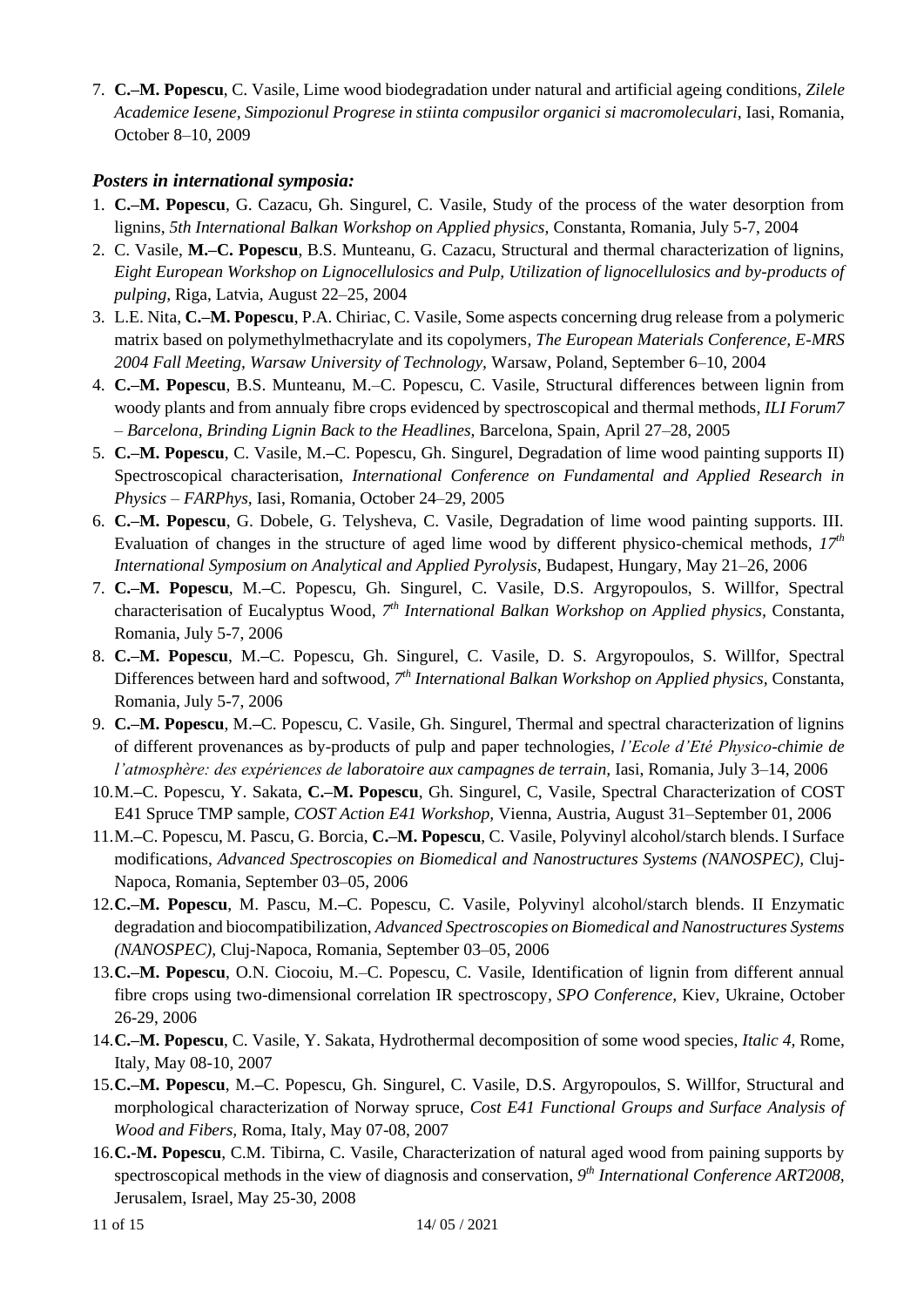7. **C.–M. Popescu**, C. Vasile, Lime wood biodegradation under natural and artificial ageing conditions, *Zilele Academice Iesene, Simpozionul Progrese in stiinta compusilor organici si macromoleculari*, Iasi, Romania, October 8–10, 2009

### *Posters in international symposia:*

1. **C.–M. Popescu**, G. Cazacu, Gh. Singurel, C. Vasile, Study of the process of the water desorption from lignins, *5th International Balkan Workshop on Applied physics,* Constanta, Romania, July 5-7, 2004
2. C. Vasile, **M.–C. Popescu**, B.S. Munteanu, G. Cazacu, Structural and thermal characterization of lignins, *Eight European Workshop on Lignocellulosics and Pulp, Utilization of lignocellulosics and by-products of pulping,* Riga, Latvia, August 22–25, 2004
3. L.E. Nita, **C.–M. Popescu**, P.A. Chiriac, C. Vasile, Some aspects concerning drug release from a polymeric matrix based on polymethylmethacrylate and its copolymers*, The European Materials Conference, E-MRS 2004 Fall Meeting, Warsaw University of Technology,* Warsaw, Poland, September 6–10, 2004
4. **C.–M. Popescu**, B.S. Munteanu, M.–C. Popescu, C. Vasile, Structural differences between lignin from woody plants and from annualy fibre crops evidenced by spectroscopical and thermal methods, *ILI Forum7 – Barcelona, Brinding Lignin Back to the Headlines,* Barcelona, Spain, April 27–28, 2005
5. **C.–M. Popescu**, C. Vasile, M.–C. Popescu, Gh. Singurel, Degradation of lime wood painting supports II) Spectroscopical characterisation, *International Conference on Fundamental and Applied Research in Physics – FARPhys,* Iasi, Romania, October 24–29, 2005
6. **C.–M. Popescu**, G. Dobele, G. Telysheva, C. Vasile, Degradation of lime wood painting supports. III. Evaluation of changes in the structure of aged lime wood by different physico-chemical methods, *17th International Symposium on Analytical and Applied Pyrolysis,* Budapest, Hungary, May 21–26, 2006
7. **C.–M. Popescu**, M.–C. Popescu, Gh. Singurel, C. Vasile, D.S. Argyropoulos, S. Willfor, Spectral characterisation of Eucalyptus Wood, *7th International Balkan Workshop on Applied physics,* Constanta, Romania, July 5-7, 2006
8. **C.–M. Popescu**, M.–C. Popescu, Gh. Singurel, C. Vasile, D. S. Argyropoulos, S. Willfor, Spectral Differences between hard and softwood, *7th International Balkan Workshop on Applied physics,* Constanta, Romania, July 5-7, 2006
9. **C.–M. Popescu**, M.–C. Popescu, C. Vasile, Gh. Singurel, Thermal and spectral characterization of lignins of different provenances as by-products of pulp and paper technologies, *l'Ecole d'Eté Physico-chimie de l'atmosphère: des expériences de laboratoire aux campagnes de terrain,* Iasi, Romania, July 3–14, 2006
10. M.–C. Popescu, Y. Sakata, **C.–M. Popescu**, Gh. Singurel, C, Vasile, Spectral Characterization of COST E41 Spruce TMP sample, *COST Action E41 Workshop,* Vienna, Austria, August 31–September 01, 2006
11. M.–C. Popescu, M. Pascu, G. Borcia, **C.–M. Popescu**, C. Vasile, Polyvinyl alcohol/starch blends. I Surface modifications, *Advanced Spectroscopies on Biomedical and Nanostructures Systems (NANOSPEC),* Cluj-Napoca, Romania, September 03–05, 2006
12. **C.–M. Popescu**, M. Pascu, M.–C. Popescu, C. Vasile, Polyvinyl alcohol/starch blends. II Enzymatic degradation and biocompatibilization, *Advanced Spectroscopies on Biomedical and Nanostructures Systems (NANOSPEC),* Cluj-Napoca, Romania, September 03–05, 2006
13. **C.–M. Popescu**, O.N. Ciocoiu, M.–C. Popescu, C. Vasile, Identification of lignin from different annual fibre crops using two-dimensional correlation IR spectroscopy, *SPO Conference,* Kiev, Ukraine, October 26-29, 2006
14. **C.–M. Popescu**, C. Vasile, Y. Sakata, Hydrothermal decomposition of some wood species, *Italic 4,* Rome, Italy, May 08-10, 2007
15. **C.–M. Popescu**, M.–C. Popescu, Gh. Singurel, C. Vasile, D.S. Argyropoulos, S. Willfor, Structural and morphological characterization of Norway spruce, *Cost E41 Functional Groups and Surface Analysis of Wood and Fibers,* Roma, Italy, May 07-08, 2007
16. **C.-M. Popescu**, C.M. Tibirna, C. Vasile, Characterization of natural aged wood from paining supports by spectroscopical methods in the view of diagnosis and conservation, *9th International Conference ART2008,* Jerusalem, Israel, May 25-30, 2008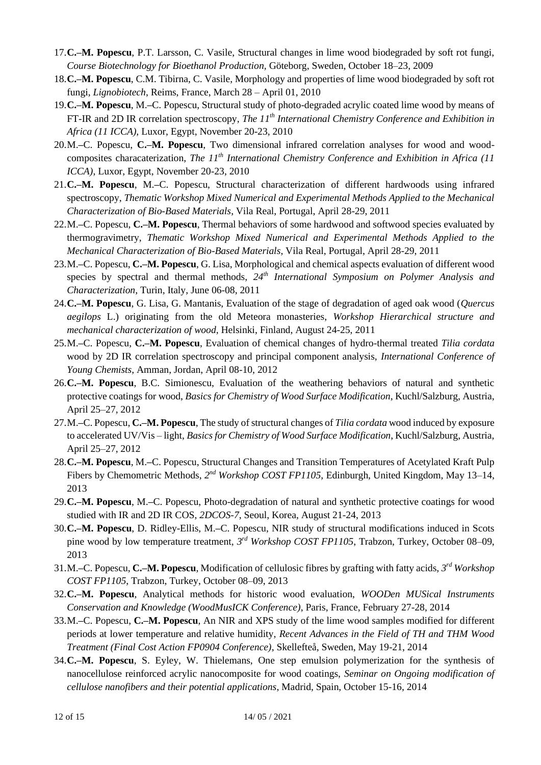17. **C.–M. Popescu**, P.T. Larsson, C. Vasile, Structural changes in lime wood biodegraded by soft rot fungi, *Course Biotechnology for Bioethanol Production*, Göteborg, Sweden, October 18–23, 2009
18. **C.–M. Popescu**, C.M. Tibirna, C. Vasile, Morphology and properties of lime wood biodegraded by soft rot fungi, *Lignobiotech*, Reims, France, March 28 – April 01, 2010
19. **C.–M. Popescu**, M.–C. Popescu, Structural study of photo-degraded acrylic coated lime wood by means of FT-IR and 2D IR correlation spectroscopy, *The 11th International Chemistry Conference and Exhibition in Africa (11 ICCA)*, Luxor, Egypt, November 20-23, 2010
20. M.–C. Popescu, **C.–M. Popescu**, Two dimensional infrared correlation analyses for wood and wood-composites characaterization, *The 11th International Chemistry Conference and Exhibition in Africa (11 ICCA)*, Luxor, Egypt, November 20-23, 2010
21. **C.–M. Popescu**, M.–C. Popescu, Structural characterization of different hardwoods using infrared spectroscopy, *Thematic Workshop Mixed Numerical and Experimental Methods Applied to the Mechanical Characterization of Bio-Based Materials*, Vila Real, Portugal, April 28-29, 2011
22. M.–C. Popescu, **C.–M. Popescu**, Thermal behaviors of some hardwood and softwood species evaluated by thermogravimetry, *Thematic Workshop Mixed Numerical and Experimental Methods Applied to the Mechanical Characterization of Bio-Based Materials*, Vila Real, Portugal, April 28-29, 2011
23. M.–C. Popescu, **C.–M. Popescu**, G. Lisa, Morphological and chemical aspects evaluation of different wood species by spectral and thermal methods, *24th International Symposium on Polymer Analysis and Characterization*, Turin, Italy, June 06-08, 2011
24. **C.–M. Popescu**, G. Lisa, G. Mantanis, Evaluation of the stage of degradation of aged oak wood (*Quercus aegilops* L.) originating from the old Meteora monasteries, *Workshop Hierarchical structure and mechanical characterization of wood*, Helsinki, Finland, August 24-25, 2011
25. M.–C. Popescu, **C.–M. Popescu**, Evaluation of chemical changes of hydro-thermal treated *Tilia cordata* wood by 2D IR correlation spectroscopy and principal component analysis, *International Conference of Young Chemists*, Amman, Jordan, April 08-10, 2012
26. **C.–M. Popescu**, B.C. Simionescu, Evaluation of the weathering behaviors of natural and synthetic protective coatings for wood, *Basics for Chemistry of Wood Surface Modification*, Kuchl/Salzburg, Austria, April 25–27, 2012
27. M.–C. Popescu, **C.–M. Popescu**, The study of structural changes of *Tilia cordata* wood induced by exposure to accelerated UV/Vis – light, *Basics for Chemistry of Wood Surface Modification*, Kuchl/Salzburg, Austria, April 25–27, 2012
28. **C.–M. Popescu**, M.–C. Popescu, Structural Changes and Transition Temperatures of Acetylated Kraft Pulp Fibers by Chemometric Methods, *2nd Workshop COST FP1105*, Edinburgh, United Kingdom, May 13–14, 2013
29. **C.–M. Popescu**, M.–C. Popescu, Photo-degradation of natural and synthetic protective coatings for wood studied with IR and 2D IR COS, *2DCOS-7*, Seoul, Korea, August 21-24, 2013
30. **C.–M. Popescu**, D. Ridley-Ellis, M.–C. Popescu, NIR study of structural modifications induced in Scots pine wood by low temperature treatment, *3rd Workshop COST FP1105*, Trabzon, Turkey, October 08–09, 2013
31. M.–C. Popescu, **C.–M. Popescu**, Modification of cellulosic fibres by grafting with fatty acids, *3rd Workshop COST FP1105*, Trabzon, Turkey, October 08–09, 2013
32. **C.–M. Popescu**, Analytical methods for historic wood evaluation, *WOODen MUSical Instruments Conservation and Knowledge (WoodMusICK Conference)*, Paris, France, February 27-28, 2014
33. M.–C. Popescu, **C.–M. Popescu**, An NIR and XPS study of the lime wood samples modified for different periods at lower temperature and relative humidity, *Recent Advances in the Field of TH and THM Wood Treatment (Final Cost Action FP0904 Conference)*, Skellefteå, Sweden, May 19-21, 2014
34. **C.–M. Popescu**, S. Eyley, W. Thielemans, One step emulsion polymerization for the synthesis of nanocellulose reinforced acrylic nanocomposite for wood coatings, *Seminar on Ongoing modification of cellulose nanofibers and their potential applications*, Madrid, Spain, October 15-16, 2014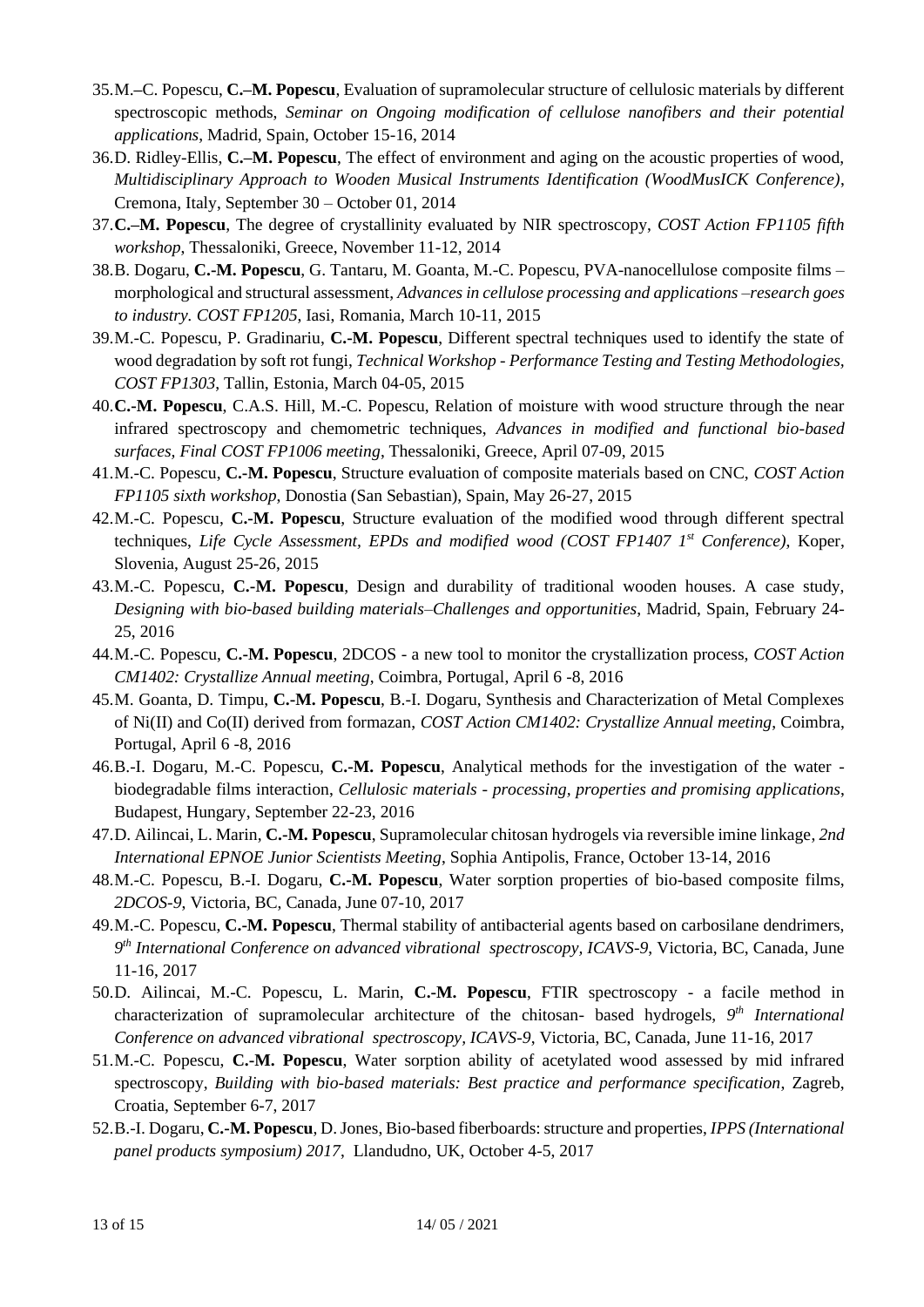35. M.–C. Popescu, **C.–M. Popescu**, Evaluation of supramolecular structure of cellulosic materials by different spectroscopic methods, *Seminar on Ongoing modification of cellulose nanofibers and their potential applications*, Madrid, Spain, October 15-16, 2014
36. D. Ridley-Ellis, **C.–M. Popescu**, The effect of environment and aging on the acoustic properties of wood, *Multidisciplinary Approach to Wooden Musical Instruments Identification (WoodMusICK Conference)*, Cremona, Italy, September 30 – October 01, 2014
37. **C.–M. Popescu**, The degree of crystallinity evaluated by NIR spectroscopy, *COST Action FP1105 fifth workshop*, Thessaloniki, Greece, November 11-12, 2014
38. B. Dogaru, **C.-M. Popescu**, G. Tantaru, M. Goanta, M.-C. Popescu, PVA-nanocellulose composite films – morphological and structural assessment, *Advances in cellulose processing and applications –research goes to industry. COST FP1205*, Iasi, Romania, March 10-11, 2015
39. M.-C. Popescu, P. Gradinariu, **C.-M. Popescu**, Different spectral techniques used to identify the state of wood degradation by soft rot fungi, *Technical Workshop - Performance Testing and Testing Methodologies, COST FP1303*, Tallin, Estonia, March 04-05, 2015
40. **C.-M. Popescu**, C.A.S. Hill, M.-C. Popescu, Relation of moisture with wood structure through the near infrared spectroscopy and chemometric techniques, *Advances in modified and functional bio-based surfaces, Final COST FP1006 meeting*, Thessaloniki, Greece, April 07-09, 2015
41. M.-C. Popescu, **C.-M. Popescu**, Structure evaluation of composite materials based on CNC, *COST Action FP1105 sixth workshop*, Donostia (San Sebastian), Spain, May 26-27, 2015
42. M.-C. Popescu, **C.-M. Popescu**, Structure evaluation of the modified wood through different spectral techniques, *Life Cycle Assessment, EPDs and modified wood (COST FP1407 1st Conference)*, Koper, Slovenia, August 25-26, 2015
43. M.-C. Popescu, **C.-M. Popescu**, Design and durability of traditional wooden houses. A case study, *Designing with bio-based building materials–Challenges and opportunities*, Madrid, Spain, February 24-25, 2016
44. M.-C. Popescu, **C.-M. Popescu**, 2DCOS - a new tool to monitor the crystallization process, *COST Action CM1402: Crystallize Annual meeting*, Coimbra, Portugal, April 6 -8, 2016
45. M. Goanta, D. Timpu, **C.-M. Popescu**, B.-I. Dogaru, Synthesis and Characterization of Metal Complexes of Ni(II) and Co(II) derived from formazan, *COST Action CM1402: Crystallize Annual meeting*, Coimbra, Portugal, April 6 -8, 2016
46. B.-I. Dogaru, M.-C. Popescu, **C.-M. Popescu**, Analytical methods for the investigation of the water - biodegradable films interaction, *Cellulosic materials - processing, properties and promising applications*, Budapest, Hungary, September 22-23, 2016
47. D. Ailincai, L. Marin, **C.-M. Popescu**, Supramolecular chitosan hydrogels via reversible imine linkage, *2nd International EPNOE Junior Scientists Meeting*, Sophia Antipolis, France, October 13-14, 2016
48. M.-C. Popescu, B.-I. Dogaru, **C.-M. Popescu**, Water sorption properties of bio-based composite films, *2DCOS-9*, Victoria, BC, Canada, June 07-10, 2017
49. M.-C. Popescu, **C.-M. Popescu**, Thermal stability of antibacterial agents based on carbosilane dendrimers, *9th International Conference on advanced vibrational spectroscopy, ICAVS-9*, Victoria, BC, Canada, June 11-16, 2017
50. D. Ailincai, M.-C. Popescu, L. Marin, **C.-M. Popescu**, FTIR spectroscopy - a facile method in characterization of supramolecular architecture of the chitosan- based hydrogels, *9th International Conference on advanced vibrational spectroscopy, ICAVS-9*, Victoria, BC, Canada, June 11-16, 2017
51. M.-C. Popescu, **C.-M. Popescu**, Water sorption ability of acetylated wood assessed by mid infrared spectroscopy, *Building with bio-based materials: Best practice and performance specification*, Zagreb, Croatia, September 6-7, 2017
52. B.-I. Dogaru, **C.-M. Popescu**, D. Jones, Bio-based fiberboards: structure and properties, *IPPS (International panel products symposium) 2017*, Llandudno, UK, October 4-5, 2017

14/ 05 / 2021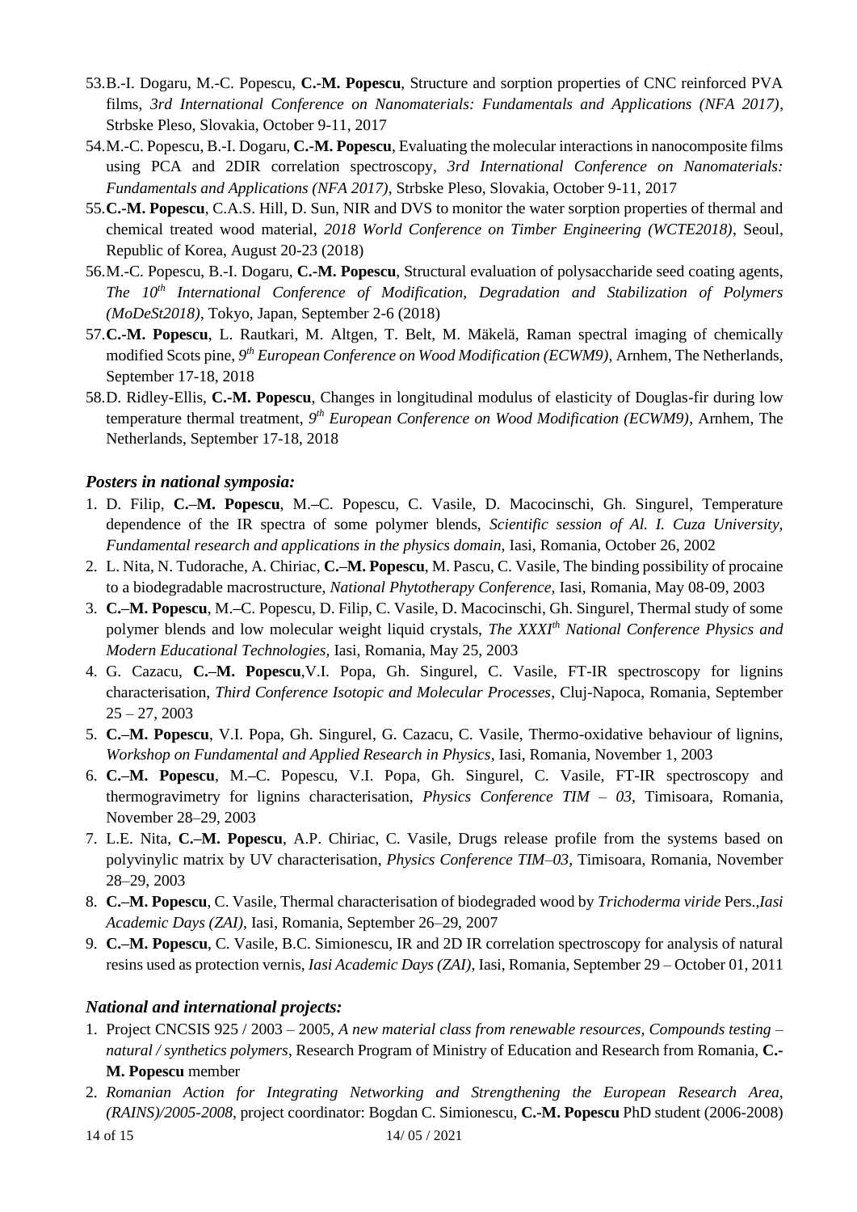53. B.-I. Dogaru, M.-C. Popescu, **C.-M. Popescu**, Structure and sorption properties of CNC reinforced PVA films, *3rd International Conference on Nanomaterials: Fundamentals and Applications (NFA 2017)*, Strbske Pleso, Slovakia, October 9-11, 2017
54. M.-C. Popescu, B.-I. Dogaru, **C.-M. Popescu**, Evaluating the molecular interactions in nanocomposite films using PCA and 2DIR correlation spectroscopy, *3rd International Conference on Nanomaterials: Fundamentals and Applications (NFA 2017)*, Strbske Pleso, Slovakia, October 9-11, 2017
55. **C.-M. Popescu**, C.A.S. Hill, D. Sun, NIR and DVS to monitor the water sorption properties of thermal and chemical treated wood material, *2018 World Conference on Timber Engineering (WCTE2018)*, Seoul, Republic of Korea, August 20-23 (2018)
56. M.-C. Popescu, B.-I. Dogaru, **C.-M. Popescu**, Structural evaluation of polysaccharide seed coating agents, *The 10th International Conference of Modification, Degradation and Stabilization of Polymers (MoDeSt2018)*, Tokyo, Japan, September 2-6 (2018)
57. **C.-M. Popescu**, L. Rautkari, M. Altgen, T. Belt, M. Mäkelä, Raman spectral imaging of chemically modified Scots pine, *9th European Conference on Wood Modification (ECWM9)*, Arnhem, The Netherlands, September 17-18, 2018
58. D. Ridley-Ellis, **C.-M. Popescu**, Changes in longitudinal modulus of elasticity of Douglas-fir during low temperature thermal treatment, *9th European Conference on Wood Modification (ECWM9)*, Arnhem, The Netherlands, September 17-18, 2018

### *Posters in national symposia:*

1. D. Filip, **C.–M. Popescu**, M.–C. Popescu, C. Vasile, D. Macocinschi, Gh. Singurel, Temperature dependence of the IR spectra of some polymer blends, *Scientific session of Al. I. Cuza University, Fundamental research and applications in the physics domain,* Iasi, Romania, October 26, 2002
2. L. Nita, N. Tudorache, A. Chiriac, **C.–M. Popescu**, M. Pascu, C. Vasile, The binding possibility of procaine to a biodegradable macrostructure, *National Phytotherapy Conference,* Iasi, Romania, May 08-09, 2003
3. **C.–M. Popescu**, M.–C. Popescu, D. Filip, C. Vasile, D. Macocinschi, Gh. Singurel, Thermal study of some polymer blends and low molecular weight liquid crystals, *The XXXIth National Conference Physics and Modern Educational Technologies,* Iasi, Romania, May 25, 2003
4. G. Cazacu, **C.–M. Popescu**,V.I. Popa, Gh. Singurel, C. Vasile, FT-IR spectroscopy for lignins characterisation, *Third Conference Isotopic and Molecular Processes*, Cluj-Napoca, Romania, September 25 – 27, 2003
5. **C.–M. Popescu**, V.I. Popa, Gh. Singurel, G. Cazacu, C. Vasile, Thermo-oxidative behaviour of lignins, *Workshop on Fundamental and Applied Research in Physics*, Iasi, Romania, November 1, 2003
6. **C.–M. Popescu**, M.–C. Popescu, V.I. Popa, Gh. Singurel, C. Vasile, FT-IR spectroscopy and thermogravimetry for lignins characterisation, *Physics Conference TIM – 03,* Timisoara, Romania, November 28–29, 2003
7. L.E. Nita, **C.–M. Popescu**, A.P. Chiriac, C. Vasile, Drugs release profile from the systems based on polyvinylic matrix by UV characterisation, *Physics Conference TIM–03,* Timisoara, Romania, November 28–29, 2003
8. **C.–M. Popescu**, C. Vasile, Thermal characterisation of biodegraded wood by *Trichoderma viride* Pers.,*Iasi Academic Days (ZAI),* Iasi, Romania, September 26–29, 2007
9. **C.–M. Popescu**, C. Vasile, B.C. Simionescu, IR and 2D IR correlation spectroscopy for analysis of natural resins used as protection vernis, *Iasi Academic Days (ZAI)*, Iasi, Romania, September 29 – October 01, 2011

### *National and international projects:*

1. Project CNCSIS 925 / 2003 – 2005, *A new material class from renewable resources, Compounds testing – natural / synthetics polymers*, Research Program of Ministry of Education and Research from Romania, **C.-M. Popescu** member
2. *Romanian Action for Integrating Networking and Strengthening the European Research Area, (RAINS)/2005-2008*, project coordinator: Bogdan C. Simionescu, **C.-M. Popescu** PhD student (2006-2008)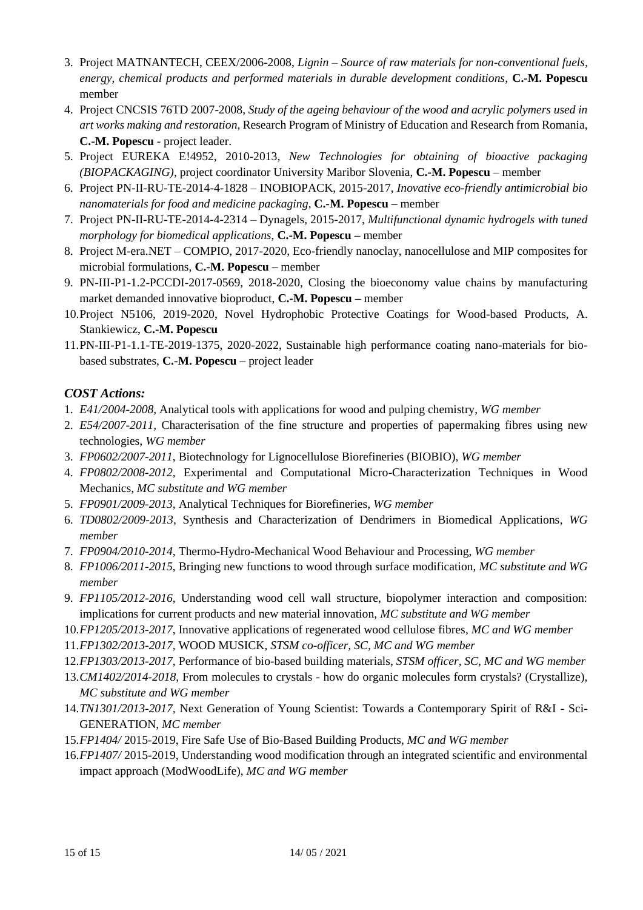3. Project MATNANTECH, CEEX/2006-2008, *Lignin – Source of raw materials for non-conventional fuels, energy, chemical products and performed materials in durable development conditions*, **C.-M. Popescu** member
4. Project CNCSIS 76TD 2007-2008, *Study of the ageing behaviour of the wood and acrylic polymers used in art works making and restoration*, Research Program of Ministry of Education and Research from Romania, **C.-M. Popescu** - project leader.
5. Project EUREKA E!4952, 2010-2013, *New Technologies for obtaining of bioactive packaging (BIOPACKAGING)*, project coordinator University Maribor Slovenia, **C.-M. Popescu** – member
6. Project PN-II-RU-TE-2014-4-1828 – INOBIOPACK, 2015-2017, *Inovative eco-friendly antimicrobial bio nanomaterials for food and medicine packaging*, **C.-M. Popescu –** member
7. Project PN-II-RU-TE-2014-4-2314 – Dynagels, 2015-2017, *Multifunctional dynamic hydrogels with tuned morphology for biomedical applications*, **C.-M. Popescu –** member
8. Project M-era.NET – COMPIO, 2017-2020, Eco-friendly nanoclay, nanocellulose and MIP composites for microbial formulations, **C.-M. Popescu –** member
9. PN-III-P1-1.2-PCCDI-2017-0569, 2018-2020, Closing the bioeconomy value chains by manufacturing market demanded innovative bioproduct, **C.-M. Popescu –** member
10. Project N5106, 2019-2020, Novel Hydrophobic Protective Coatings for Wood-based Products, A. Stankiewicz, **C.-M. Popescu**
11. PN-III-P1-1.1-TE-2019-1375, 2020-2022, Sustainable high performance coating nano-materials for bio-based substrates, **C.-M. Popescu –** project leader

### *COST Actions:*

1. *E41/2004-2008*, Analytical tools with applications for wood and pulping chemistry, *WG member*
2. *E54/2007-2011*, Characterisation of the fine structure and properties of papermaking fibres using new technologies, *WG member*
3. *FP0602/2007-2011*, Biotechnology for Lignocellulose Biorefineries (BIOBIO), *WG member*
4. *FP0802/2008-2012*, Experimental and Computational Micro-Characterization Techniques in Wood Mechanics, *MC substitute and WG member*
5. *FP0901/2009-2013*, Analytical Techniques for Biorefineries, *WG member*
6. *TD0802/2009-2013*, Synthesis and Characterization of Dendrimers in Biomedical Applications, *WG member*
7. *FP0904/2010-2014*, Thermo-Hydro-Mechanical Wood Behaviour and Processing, *WG member*
8. *FP1006/2011-2015*, Bringing new functions to wood through surface modification, *MC substitute and WG member*
9. *FP1105/2012-2016*, Understanding wood cell wall structure, biopolymer interaction and composition: implications for current products and new material innovation, *MC substitute and WG member*
10. *FP1205/2013-2017*, Innovative applications of regenerated wood cellulose fibres, *MC and WG member*
11. *FP1302/2013-2017*, WOOD MUSICK, *STSM co-officer, SC, MC and WG member*
12. *FP1303/2013-2017*, Performance of bio-based building materials, *STSM officer, SC, MC and WG member*
13. *CM1402/2014-2018*, From molecules to crystals - how do organic molecules form crystals? (Crystallize), *MC substitute and WG member*
14. *TN1301/2013-2017*, Next Generation of Young Scientist: Towards a Contemporary Spirit of R&I - Sci-GENERATION, *MC member*
15. *FP1404/* 2015-2019, Fire Safe Use of Bio-Based Building Products, *MC and WG member*
16. *FP1407/* 2015-2019, Understanding wood modification through an integrated scientific and environmental impact approach (ModWoodLife), *MC and WG member*